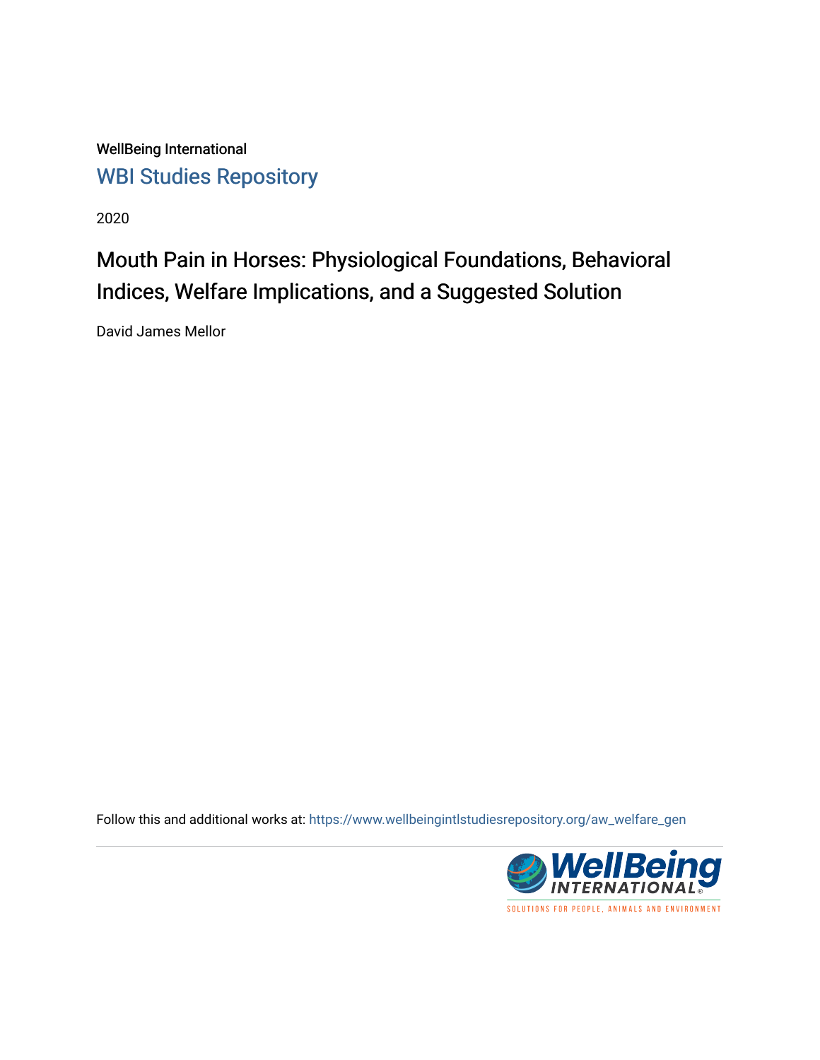WellBeing International

WBI Studies Repository

2020

# Mouth Pain in Horses: Physiological Foundations, Behavioral Indices, Welfare Implications, and a Suggested Solution

David James Mellor

Follow this and additional works at: https://www.wellbeingintlstudiesrepository.org/aw_welfare_gen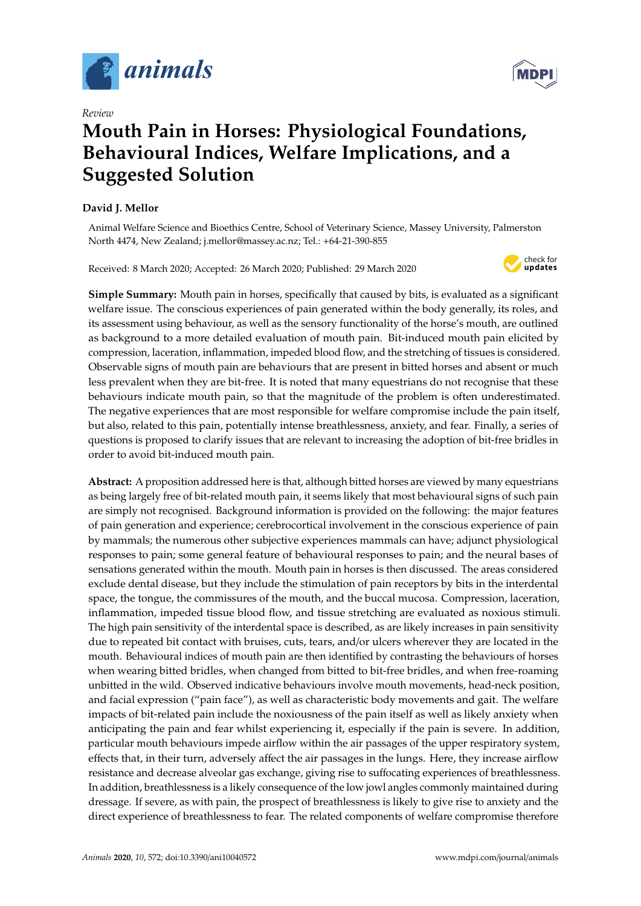# Mouth Pain in Horses: Physiological Foundations, Behavioural Indices, Welfare Implications, and a Suggested Solution

**David J. Mellor**

Animal Welfare Science and Bioethics Centre, School of Veterinary Science, Massey University, Palmerston North 4474, New Zealand; j.mellor@massey.ac.nz; Tel.: +64-21-390-855

Received: 8 March 2020; Accepted: 26 March 2020; Published: 29 March 2020

**Simple Summary:** Mouth pain in horses, specifically that caused by bits, is evaluated as a significant welfare issue. The conscious experiences of pain generated within the body generally, its roles, and its assessment using behaviour, as well as the sensory functionality of the horse's mouth, are outlined as background to a more detailed evaluation of mouth pain. Bit-induced mouth pain elicited by compression, laceration, inflammation, impeded blood flow, and the stretching of tissues is considered. Observable signs of mouth pain are behaviours that are present in bitted horses and absent or much less prevalent when they are bit-free. It is noted that many equestrians do not recognise that these behaviours indicate mouth pain, so that the magnitude of the problem is often underestimated. The negative experiences that are most responsible for welfare compromise include the pain itself, but also, related to this pain, potentially intense breathlessness, anxiety, and fear. Finally, a series of questions is proposed to clarify issues that are relevant to increasing the adoption of bit-free bridles in order to avoid bit-induced mouth pain.

**Abstract:** A proposition addressed here is that, although bitted horses are viewed by many equestrians as being largely free of bit-related mouth pain, it seems likely that most behavioural signs of such pain are simply not recognised. Background information is provided on the following: the major features of pain generation and experience; cerebrocortical involvement in the conscious experience of pain by mammals; the numerous other subjective experiences mammals can have; adjunct physiological responses to pain; some general feature of behavioural responses to pain; and the neural bases of sensations generated within the mouth. Mouth pain in horses is then discussed. The areas considered exclude dental disease, but they include the stimulation of pain receptors by bits in the interdental space, the tongue, the commissures of the mouth, and the buccal mucosa. Compression, laceration, inflammation, impeded tissue blood flow, and tissue stretching are evaluated as noxious stimuli. The high pain sensitivity of the interdental space is described, as are likely increases in pain sensitivity due to repeated bit contact with bruises, cuts, tears, and/or ulcers wherever they are located in the mouth. Behavioural indices of mouth pain are then identified by contrasting the behaviours of horses when wearing bitted bridles, when changed from bitted to bit-free bridles, and when free-roaming unbitted in the wild. Observed indicative behaviours involve mouth movements, head-neck position, and facial expression ("pain face"), as well as characteristic body movements and gait. The welfare impacts of bit-related pain include the noxiousness of the pain itself as well as likely anxiety when anticipating the pain and fear whilst experiencing it, especially if the pain is severe. In addition, particular mouth behaviours impede airflow within the air passages of the upper respiratory system, effects that, in their turn, adversely affect the air passages in the lungs. Here, they increase airflow resistance and decrease alveolar gas exchange, giving rise to suffocating experiences of breathlessness. In addition, breathlessness is a likely consequence of the low jowl angles commonly maintained during dressage. If severe, as with pain, the prospect of breathlessness is likely to give rise to anxiety and the direct experience of breathlessness to fear. The related components of welfare compromise therefore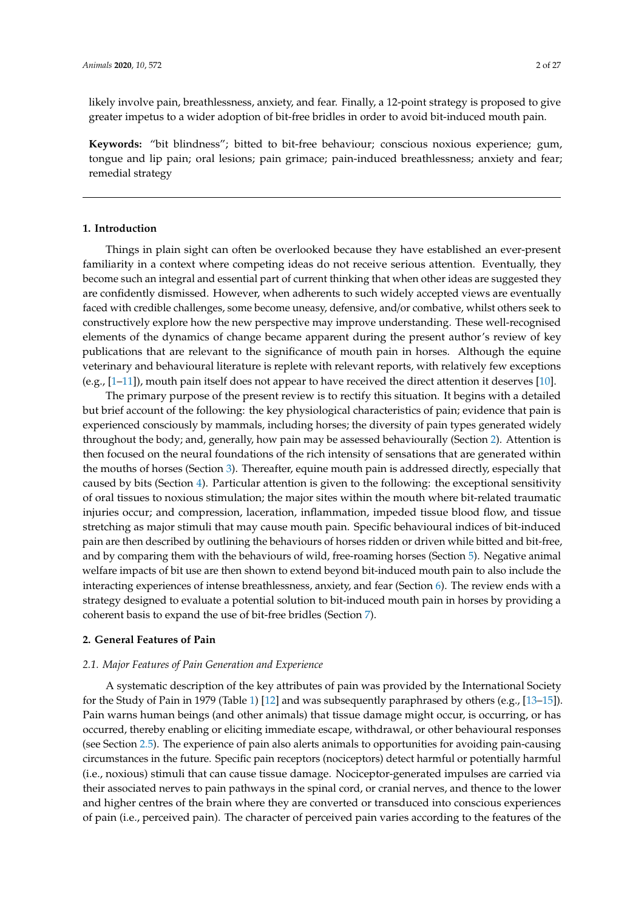likely involve pain, breathlessness, anxiety, and fear. Finally, a 12-point strategy is proposed to give greater impetus to a wider adoption of bit-free bridles in order to avoid bit-induced mouth pain.

**Keywords:** "bit blindness"; bitted to bit-free behaviour; conscious noxious experience; gum, tongue and lip pain; oral lesions; pain grimace; pain-induced breathlessness; anxiety and fear; remedial strategy

## 1. Introduction

Things in plain sight can often be overlooked because they have established an ever-present familiarity in a context where competing ideas do not receive serious attention. Eventually, they become such an integral and essential part of current thinking that when other ideas are suggested they are confidently dismissed. However, when adherents to such widely accepted views are eventually faced with credible challenges, some become uneasy, defensive, and/or combative, whilst others seek to constructively explore how the new perspective may improve understanding. These well-recognised elements of the dynamics of change became apparent during the present author's review of key publications that are relevant to the significance of mouth pain in horses. Although the equine veterinary and behavioural literature is replete with relevant reports, with relatively few exceptions (e.g., [1–11]), mouth pain itself does not appear to have received the direct attention it deserves [10].

The primary purpose of the present review is to rectify this situation. It begins with a detailed but brief account of the following: the key physiological characteristics of pain; evidence that pain is experienced consciously by mammals, including horses; the diversity of pain types generated widely throughout the body; and, generally, how pain may be assessed behaviourally (Section 2). Attention is then focused on the neural foundations of the rich intensity of sensations that are generated within the mouths of horses (Section 3). Thereafter, equine mouth pain is addressed directly, especially that caused by bits (Section 4). Particular attention is given to the following: the exceptional sensitivity of oral tissues to noxious stimulation; the major sites within the mouth where bit-related traumatic injuries occur; and compression, laceration, inflammation, impeded tissue blood flow, and tissue stretching as major stimuli that may cause mouth pain. Specific behavioural indices of bit-induced pain are then described by outlining the behaviours of horses ridden or driven while bitted and bit-free, and by comparing them with the behaviours of wild, free-roaming horses (Section 5). Negative animal welfare impacts of bit use are then shown to extend beyond bit-induced mouth pain to also include the interacting experiences of intense breathlessness, anxiety, and fear (Section 6). The review ends with a strategy designed to evaluate a potential solution to bit-induced mouth pain in horses by providing a coherent basis to expand the use of bit-free bridles (Section 7).

## 2. General Features of Pain

### *2.1. Major Features of Pain Generation and Experience*

A systematic description of the key attributes of pain was provided by the International Society for the Study of Pain in 1979 (Table 1) [12] and was subsequently paraphrased by others (e.g., [13–15]). Pain warns human beings (and other animals) that tissue damage might occur, is occurring, or has occurred, thereby enabling or eliciting immediate escape, withdrawal, or other behavioural responses (see Section 2.5). The experience of pain also alerts animals to opportunities for avoiding pain-causing circumstances in the future. Specific pain receptors (nociceptors) detect harmful or potentially harmful (i.e., noxious) stimuli that can cause tissue damage. Nociceptor-generated impulses are carried via their associated nerves to pain pathways in the spinal cord, or cranial nerves, and thence to the lower and higher centres of the brain where they are converted or transduced into conscious experiences of pain (i.e., perceived pain). The character of perceived pain varies according to the features of the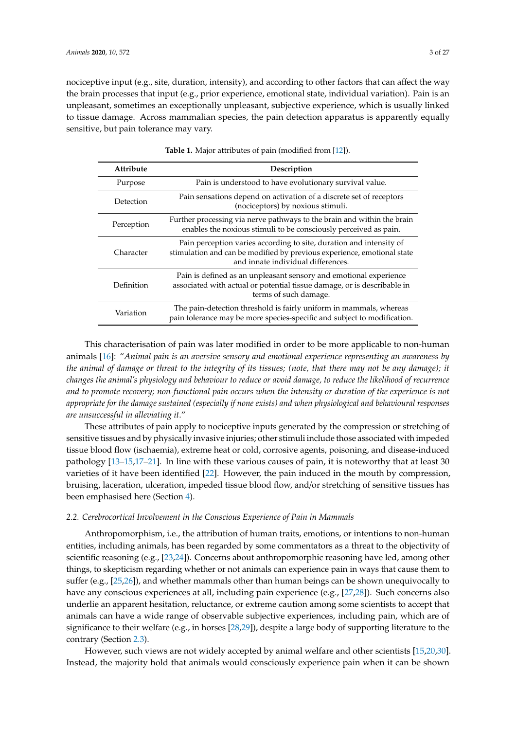nociceptive input (e.g., site, duration, intensity), and according to other factors that can affect the way the brain processes that input (e.g., prior experience, emotional state, individual variation). Pain is an unpleasant, sometimes an exceptionally unpleasant, subjective experience, which is usually linked to tissue damage. Across mammalian species, the pain detection apparatus is apparently equally sensitive, but pain tolerance may vary.

**Table 1.** Major attributes of pain (modified from [12]).

| Attribute | Description |
|---|---|
| Purpose | Pain is understood to have evolutionary survival value. |
| Detection | Pain sensations depend on activation of a discrete set of receptors (nociceptors) by noxious stimuli. |
| Perception | Further processing via nerve pathways to the brain and within the brain enables the noxious stimuli to be consciously perceived as pain. |
| Character | Pain perception varies according to site, duration and intensity of stimulation and can be modified by previous experience, emotional state and innate individual differences. |
| Definition | Pain is defined as an unpleasant sensory and emotional experience associated with actual or potential tissue damage, or is describable in terms of such damage. |
| Variation | The pain-detection threshold is fairly uniform in mammals, whereas pain tolerance may be more species-specific and subject to modification. |

This characterisation of pain was later modified in order to be more applicable to non-human animals [16]: "*Animal pain is an aversive sensory and emotional experience representing an awareness by the animal of damage or threat to the integrity of its tissues; (note, that there may not be any damage); it changes the animal's physiology and behaviour to reduce or avoid damage, to reduce the likelihood of recurrence and to promote recovery; non-functional pain occurs when the intensity or duration of the experience is not appropriate for the damage sustained (especially if none exists) and when physiological and behavioural responses are unsuccessful in alleviating it.*"

These attributes of pain apply to nociceptive inputs generated by the compression or stretching of sensitive tissues and by physically invasive injuries; other stimuli include those associated with impeded tissue blood flow (ischaemia), extreme heat or cold, corrosive agents, poisoning, and disease-induced pathology [13–15,17–21]. In line with these various causes of pain, it is noteworthy that at least 30 varieties of it have been identified [22]. However, the pain induced in the mouth by compression, bruising, laceration, ulceration, impeded tissue blood flow, and/or stretching of sensitive tissues has been emphasised here (Section 4).

### *2.2. Cerebrocortical Involvement in the Conscious Experience of Pain in Mammals*

Anthropomorphism, i.e., the attribution of human traits, emotions, or intentions to non-human entities, including animals, has been regarded by some commentators as a threat to the objectivity of scientific reasoning (e.g., [23,24]). Concerns about anthropomorphic reasoning have led, among other things, to skepticism regarding whether or not animals can experience pain in ways that cause them to suffer (e.g., [25,26]), and whether mammals other than human beings can be shown unequivocally to have any conscious experiences at all, including pain experience (e.g., [27,28]). Such concerns also underlie an apparent hesitation, reluctance, or extreme caution among some scientists to accept that animals can have a wide range of observable subjective experiences, including pain, which are of significance to their welfare (e.g., in horses [28,29]), despite a large body of supporting literature to the contrary (Section 2.3).

However, such views are not widely accepted by animal welfare and other scientists [15,20,30]. Instead, the majority hold that animals would consciously experience pain when it can be shown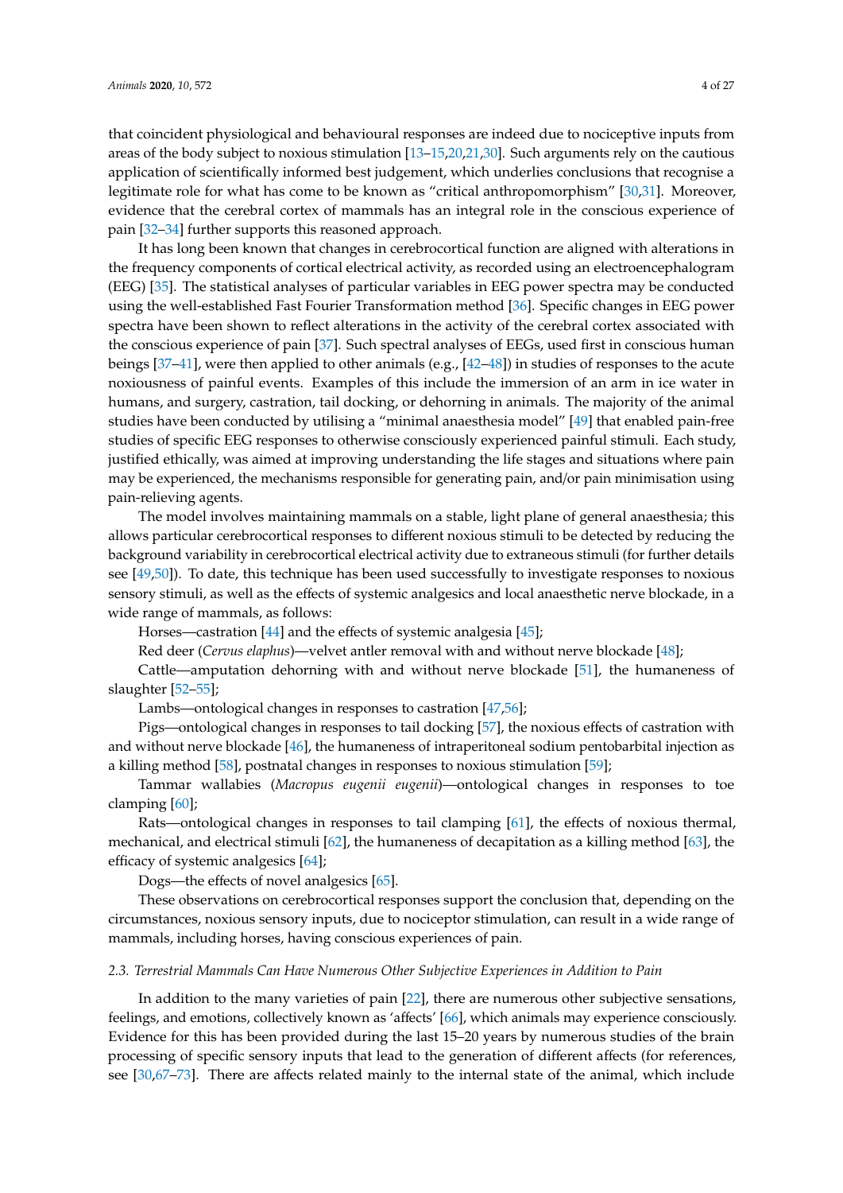that coincident physiological and behavioural responses are indeed due to nociceptive inputs from areas of the body subject to noxious stimulation [13–15,20,21,30]. Such arguments rely on the cautious application of scientifically informed best judgement, which underlies conclusions that recognise a legitimate role for what has come to be known as "critical anthropomorphism" [30,31]. Moreover, evidence that the cerebral cortex of mammals has an integral role in the conscious experience of pain [32–34] further supports this reasoned approach.

It has long been known that changes in cerebrocortical function are aligned with alterations in the frequency components of cortical electrical activity, as recorded using an electroencephalogram (EEG) [35]. The statistical analyses of particular variables in EEG power spectra may be conducted using the well-established Fast Fourier Transformation method [36]. Specific changes in EEG power spectra have been shown to reflect alterations in the activity of the cerebral cortex associated with the conscious experience of pain [37]. Such spectral analyses of EEGs, used first in conscious human beings [37–41], were then applied to other animals (e.g., [42–48]) in studies of responses to the acute noxiousness of painful events. Examples of this include the immersion of an arm in ice water in humans, and surgery, castration, tail docking, or dehorning in animals. The majority of the animal studies have been conducted by utilising a "minimal anaesthesia model" [49] that enabled pain-free studies of specific EEG responses to otherwise consciously experienced painful stimuli. Each study, justified ethically, was aimed at improving understanding the life stages and situations where pain may be experienced, the mechanisms responsible for generating pain, and/or pain minimisation using pain-relieving agents.

The model involves maintaining mammals on a stable, light plane of general anaesthesia; this allows particular cerebrocortical responses to different noxious stimuli to be detected by reducing the background variability in cerebrocortical electrical activity due to extraneous stimuli (for further details see [49,50]). To date, this technique has been used successfully to investigate responses to noxious sensory stimuli, as well as the effects of systemic analgesics and local anaesthetic nerve blockade, in a wide range of mammals, as follows:

Horses—castration [44] and the effects of systemic analgesia [45];

Red deer (*Cervus elaphus*)—velvet antler removal with and without nerve blockade [48];

Cattle—amputation dehorning with and without nerve blockade [51], the humaneness of slaughter [52–55];

Lambs—ontological changes in responses to castration [47,56];

Pigs—ontological changes in responses to tail docking [57], the noxious effects of castration with and without nerve blockade [46], the humaneness of intraperitoneal sodium pentobarbital injection as a killing method [58], postnatal changes in responses to noxious stimulation [59];

Tammar wallabies (*Macropus eugenii eugenii*)—ontological changes in responses to toe clamping [60];

Rats—ontological changes in responses to tail clamping [61], the effects of noxious thermal, mechanical, and electrical stimuli [62], the humaneness of decapitation as a killing method [63], the efficacy of systemic analgesics [64];

Dogs—the effects of novel analgesics [65].

These observations on cerebrocortical responses support the conclusion that, depending on the circumstances, noxious sensory inputs, due to nociceptor stimulation, can result in a wide range of mammals, including horses, having conscious experiences of pain.

### 2.3. Terrestrial Mammals Can Have Numerous Other Subjective Experiences in Addition to Pain

In addition to the many varieties of pain [22], there are numerous other subjective sensations, feelings, and emotions, collectively known as 'affects' [66], which animals may experience consciously. Evidence for this has been provided during the last 15–20 years by numerous studies of the brain processing of specific sensory inputs that lead to the generation of different affects (for references, see [30,67–73]. There are affects related mainly to the internal state of the animal, which include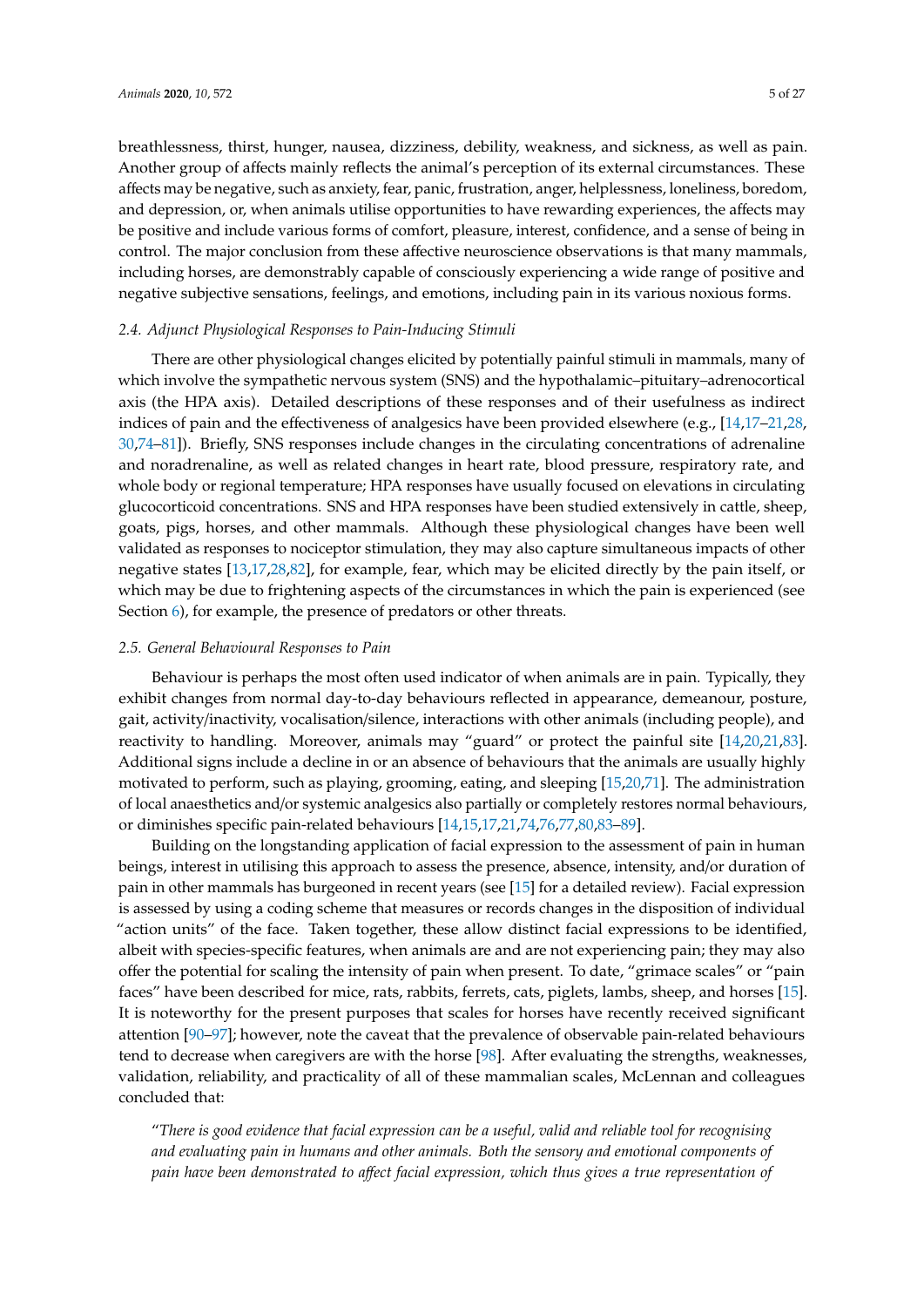breathlessness, thirst, hunger, nausea, dizziness, debility, weakness, and sickness, as well as pain. Another group of affects mainly reflects the animal's perception of its external circumstances. These affects may be negative, such as anxiety, fear, panic, frustration, anger, helplessness, loneliness, boredom, and depression, or, when animals utilise opportunities to have rewarding experiences, the affects may be positive and include various forms of comfort, pleasure, interest, confidence, and a sense of being in control. The major conclusion from these affective neuroscience observations is that many mammals, including horses, are demonstrably capable of consciously experiencing a wide range of positive and negative subjective sensations, feelings, and emotions, including pain in its various noxious forms.

### 2.4. Adjunct Physiological Responses to Pain-Inducing Stimuli

There are other physiological changes elicited by potentially painful stimuli in mammals, many of which involve the sympathetic nervous system (SNS) and the hypothalamic–pituitary–adrenocortical axis (the HPA axis). Detailed descriptions of these responses and of their usefulness as indirect indices of pain and the effectiveness of analgesics have been provided elsewhere (e.g., [14,17–21,28,30,74–81]). Briefly, SNS responses include changes in the circulating concentrations of adrenaline and noradrenaline, as well as related changes in heart rate, blood pressure, respiratory rate, and whole body or regional temperature; HPA responses have usually focused on elevations in circulating glucocorticoid concentrations. SNS and HPA responses have been studied extensively in cattle, sheep, goats, pigs, horses, and other mammals. Although these physiological changes have been well validated as responses to nociceptor stimulation, they may also capture simultaneous impacts of other negative states [13,17,28,82], for example, fear, which may be elicited directly by the pain itself, or which may be due to frightening aspects of the circumstances in which the pain is experienced (see Section 6), for example, the presence of predators or other threats.

### 2.5. General Behavioural Responses to Pain

Behaviour is perhaps the most often used indicator of when animals are in pain. Typically, they exhibit changes from normal day-to-day behaviours reflected in appearance, demeanour, posture, gait, activity/inactivity, vocalisation/silence, interactions with other animals (including people), and reactivity to handling. Moreover, animals may "guard" or protect the painful site [14,20,21,83]. Additional signs include a decline in or an absence of behaviours that the animals are usually highly motivated to perform, such as playing, grooming, eating, and sleeping [15,20,71]. The administration of local anaesthetics and/or systemic analgesics also partially or completely restores normal behaviours, or diminishes specific pain-related behaviours [14,15,17,21,74,76,77,80,83–89].

Building on the longstanding application of facial expression to the assessment of pain in human beings, interest in utilising this approach to assess the presence, absence, intensity, and/or duration of pain in other mammals has burgeoned in recent years (see [15] for a detailed review). Facial expression is assessed by using a coding scheme that measures or records changes in the disposition of individual "action units" of the face. Taken together, these allow distinct facial expressions to be identified, albeit with species-specific features, when animals are and are not experiencing pain; they may also offer the potential for scaling the intensity of pain when present. To date, "grimace scales" or "pain faces" have been described for mice, rats, rabbits, ferrets, cats, piglets, lambs, sheep, and horses [15]. It is noteworthy for the present purposes that scales for horses have recently received significant attention [90–97]; however, note the caveat that the prevalence of observable pain-related behaviours tend to decrease when caregivers are with the horse [98]. After evaluating the strengths, weaknesses, validation, reliability, and practicality of all of these mammalian scales, McLennan and colleagues concluded that:

> "*There is good evidence that facial expression can be a useful, valid and reliable tool for recognising and evaluating pain in humans and other animals. Both the sensory and emotional components of pain have been demonstrated to affect facial expression, which thus gives a true representation of*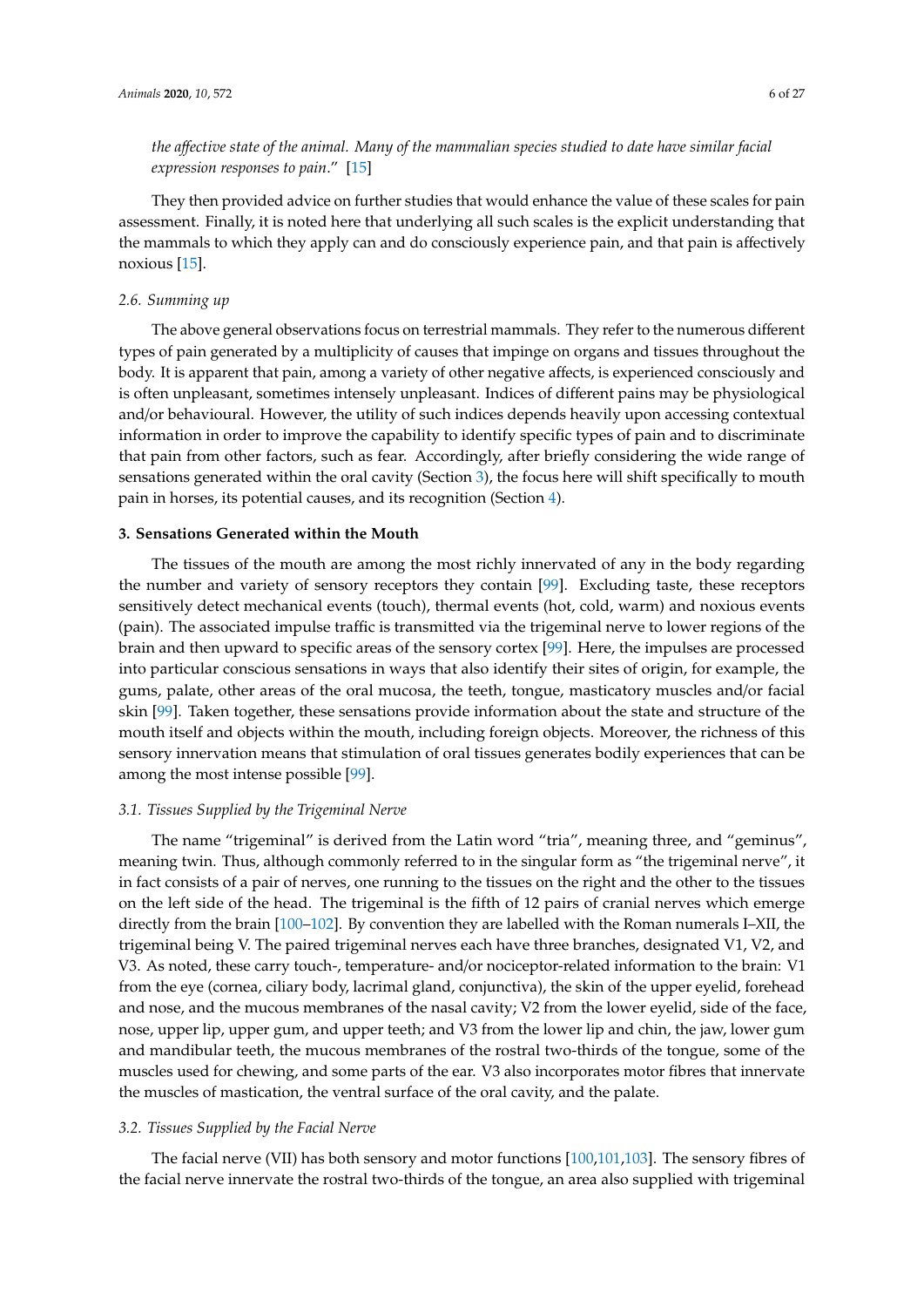*the affective state of the animal. Many of the mammalian species studied to date have similar facial expression responses to pain*." [15]

They then provided advice on further studies that would enhance the value of these scales for pain assessment. Finally, it is noted here that underlying all such scales is the explicit understanding that the mammals to which they apply can and do consciously experience pain, and that pain is affectively noxious [15].

### 2.6. Summing up

The above general observations focus on terrestrial mammals. They refer to the numerous different types of pain generated by a multiplicity of causes that impinge on organs and tissues throughout the body. It is apparent that pain, among a variety of other negative affects, is experienced consciously and is often unpleasant, sometimes intensely unpleasant. Indices of different pains may be physiological and/or behavioural. However, the utility of such indices depends heavily upon accessing contextual information in order to improve the capability to identify specific types of pain and to discriminate that pain from other factors, such as fear. Accordingly, after briefly considering the wide range of sensations generated within the oral cavity (Section 3), the focus here will shift specifically to mouth pain in horses, its potential causes, and its recognition (Section 4).

## 3. Sensations Generated within the Mouth

The tissues of the mouth are among the most richly innervated of any in the body regarding the number and variety of sensory receptors they contain [99]. Excluding taste, these receptors sensitively detect mechanical events (touch), thermal events (hot, cold, warm) and noxious events (pain). The associated impulse traffic is transmitted via the trigeminal nerve to lower regions of the brain and then upward to specific areas of the sensory cortex [99]. Here, the impulses are processed into particular conscious sensations in ways that also identify their sites of origin, for example, the gums, palate, other areas of the oral mucosa, the teeth, tongue, masticatory muscles and/or facial skin [99]. Taken together, these sensations provide information about the state and structure of the mouth itself and objects within the mouth, including foreign objects. Moreover, the richness of this sensory innervation means that stimulation of oral tissues generates bodily experiences that can be among the most intense possible [99].

### 3.1. Tissues Supplied by the Trigeminal Nerve

The name "trigeminal" is derived from the Latin word "tria", meaning three, and "geminus", meaning twin. Thus, although commonly referred to in the singular form as "the trigeminal nerve", it in fact consists of a pair of nerves, one running to the tissues on the right and the other to the tissues on the left side of the head. The trigeminal is the fifth of 12 pairs of cranial nerves which emerge directly from the brain [100–102]. By convention they are labelled with the Roman numerals I–XII, the trigeminal being V. The paired trigeminal nerves each have three branches, designated V1, V2, and V3. As noted, these carry touch-, temperature- and/or nociceptor-related information to the brain: V1 from the eye (cornea, ciliary body, lacrimal gland, conjunctiva), the skin of the upper eyelid, forehead and nose, and the mucous membranes of the nasal cavity; V2 from the lower eyelid, side of the face, nose, upper lip, upper gum, and upper teeth; and V3 from the lower lip and chin, the jaw, lower gum and mandibular teeth, the mucous membranes of the rostral two-thirds of the tongue, some of the muscles used for chewing, and some parts of the ear. V3 also incorporates motor fibres that innervate the muscles of mastication, the ventral surface of the oral cavity, and the palate.

### 3.2. Tissues Supplied by the Facial Nerve

The facial nerve (VII) has both sensory and motor functions [100,101,103]. The sensory fibres of the facial nerve innervate the rostral two-thirds of the tongue, an area also supplied with trigeminal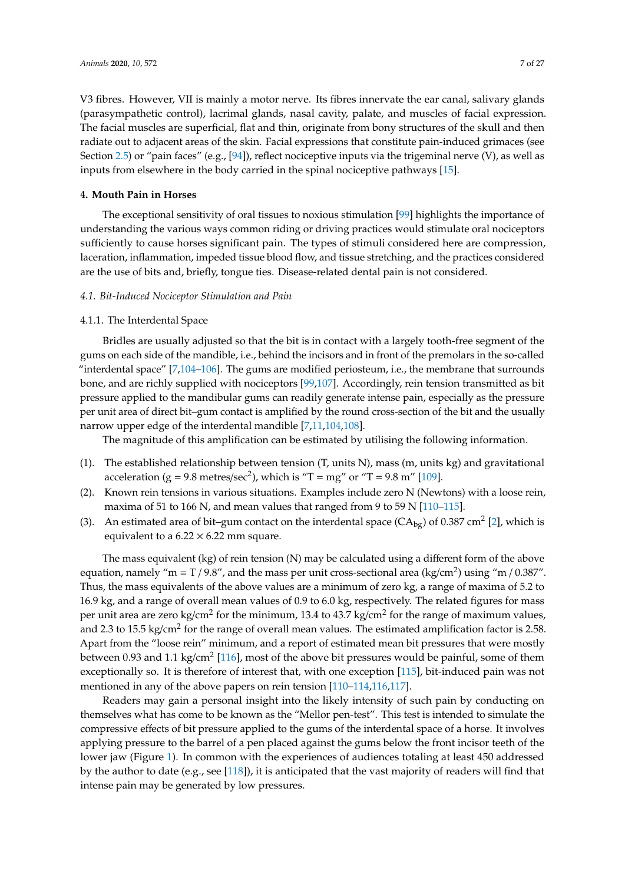V3 fibres. However, VII is mainly a motor nerve. Its fibres innervate the ear canal, salivary glands (parasympathetic control), lacrimal glands, nasal cavity, palate, and muscles of facial expression. The facial muscles are superficial, flat and thin, originate from bony structures of the skull and then radiate out to adjacent areas of the skin. Facial expressions that constitute pain-induced grimaces (see Section 2.5) or "pain faces" (e.g., [94]), reflect nociceptive inputs via the trigeminal nerve (V), as well as inputs from elsewhere in the body carried in the spinal nociceptive pathways [15].

## 4. Mouth Pain in Horses

The exceptional sensitivity of oral tissues to noxious stimulation [99] highlights the importance of understanding the various ways common riding or driving practices would stimulate oral nociceptors sufficiently to cause horses significant pain. The types of stimuli considered here are compression, laceration, inflammation, impeded tissue blood flow, and tissue stretching, and the practices considered are the use of bits and, briefly, tongue ties. Disease-related dental pain is not considered.

### *4.1. Bit-Induced Nociceptor Stimulation and Pain*

#### 4.1.1. The Interdental Space

Bridles are usually adjusted so that the bit is in contact with a largely tooth-free segment of the gums on each side of the mandible, i.e., behind the incisors and in front of the premolars in the so-called "interdental space" [7,104–106]. The gums are modified periosteum, i.e., the membrane that surrounds bone, and are richly supplied with nociceptors [99,107]. Accordingly, rein tension transmitted as bit pressure applied to the mandibular gums can readily generate intense pain, especially as the pressure per unit area of direct bit–gum contact is amplified by the round cross-section of the bit and the usually narrow upper edge of the interdental mandible [7,11,104,108].

The magnitude of this amplification can be estimated by utilising the following information.

(1). The established relationship between tension (T, units N), mass (m, units kg) and gravitational acceleration (g = 9.8 metres/sec$^2$), which is "T = mg" or "T = 9.8 m" [109].

(2). Known rein tensions in various situations. Examples include zero N (Newtons) with a loose rein, maxima of 51 to 166 N, and mean values that ranged from 9 to 59 N [110–115].

(3). An estimated area of bit–gum contact on the interdental space ($CA_{bg}$) of 0.387 cm$^2$ [2], which is equivalent to a 6.22 × 6.22 mm square.

The mass equivalent (kg) of rein tension (N) may be calculated using a different form of the above equation, namely "m = T / 9.8", and the mass per unit cross-sectional area (kg/cm$^2$) using "m / 0.387". Thus, the mass equivalents of the above values are a minimum of zero kg, a range of maxima of 5.2 to 16.9 kg, and a range of overall mean values of 0.9 to 6.0 kg, respectively. The related figures for mass per unit area are zero kg/cm$^2$ for the minimum, 13.4 to 43.7 kg/cm$^2$ for the range of maximum values, and 2.3 to 15.5 kg/cm$^2$ for the range of overall mean values. The estimated amplification factor is 2.58. Apart from the "loose rein" minimum, and a report of estimated mean bit pressures that were mostly between 0.93 and 1.1 kg/cm$^2$ [116], most of the above bit pressures would be painful, some of them exceptionally so. It is therefore of interest that, with one exception [115], bit-induced pain was not mentioned in any of the above papers on rein tension [110–114,116,117].

Readers may gain a personal insight into the likely intensity of such pain by conducting on themselves what has come to be known as the "Mellor pen-test". This test is intended to simulate the compressive effects of bit pressure applied to the gums of the interdental space of a horse. It involves applying pressure to the barrel of a pen placed against the gums below the front incisor teeth of the lower jaw (Figure 1). In common with the experiences of audiences totaling at least 450 addressed by the author to date (e.g., see [118]), it is anticipated that the vast majority of readers will find that intense pain may be generated by low pressures.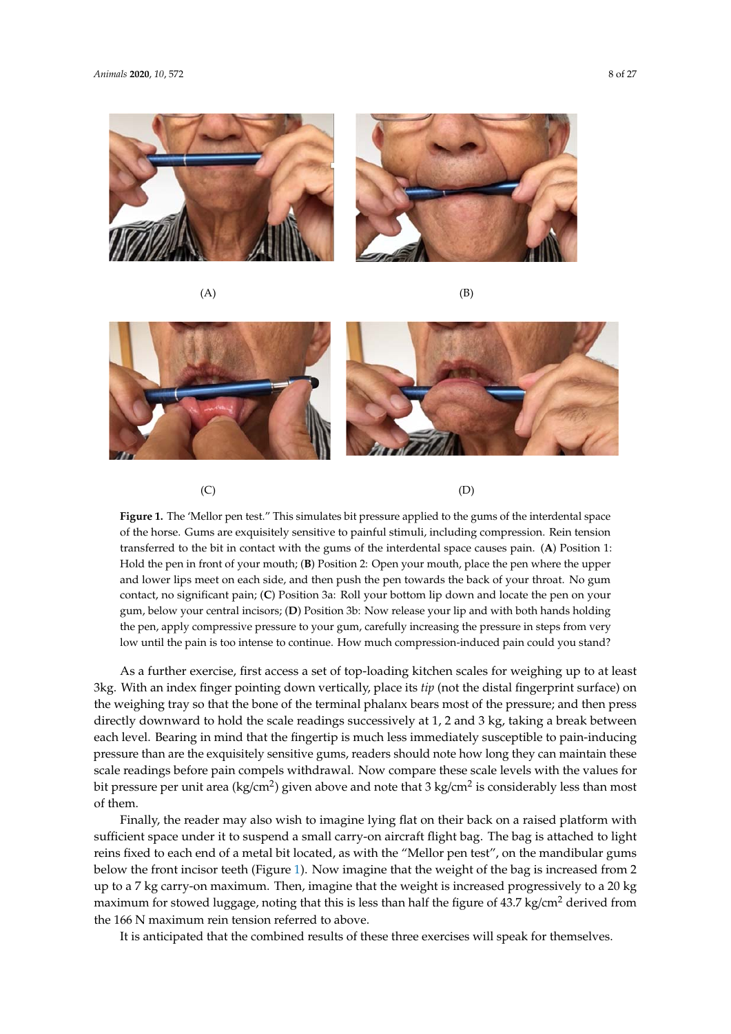(A)

(B)

(C)

(D)

**Figure 1.** The 'Mellor pen test." This simulates bit pressure applied to the gums of the interdental space of the horse. Gums are exquisitely sensitive to painful stimuli, including compression. Rein tension transferred to the bit in contact with the gums of the interdental space causes pain. (**A**) Position 1: Hold the pen in front of your mouth; (**B**) Position 2: Open your mouth, place the pen where the upper and lower lips meet on each side, and then push the pen towards the back of your throat. No gum contact, no significant pain; (**C**) Position 3a: Roll your bottom lip down and locate the pen on your gum, below your central incisors; (**D**) Position 3b: Now release your lip and with both hands holding the pen, apply compressive pressure to your gum, carefully increasing the pressure in steps from very low until the pain is too intense to continue. How much compression-induced pain could you stand?

As a further exercise, first access a set of top-loading kitchen scales for weighing up to at least 3kg. With an index finger pointing down vertically, place its *tip* (not the distal fingerprint surface) on the weighing tray so that the bone of the terminal phalanx bears most of the pressure; and then press directly downward to hold the scale readings successively at 1, 2 and 3 kg, taking a break between each level. Bearing in mind that the fingertip is much less immediately susceptible to pain-inducing pressure than are the exquisitely sensitive gums, readers should note how long they can maintain these scale readings before pain compels withdrawal. Now compare these scale levels with the values for bit pressure per unit area (kg/cm$^2$) given above and note that 3 kg/cm$^2$ is considerably less than most of them.

Finally, the reader may also wish to imagine lying flat on their back on a raised platform with sufficient space under it to suspend a small carry-on aircraft flight bag. The bag is attached to light reins fixed to each end of a metal bit located, as with the "Mellor pen test", on the mandibular gums below the front incisor teeth (Figure 1). Now imagine that the weight of the bag is increased from 2 up to a 7 kg carry-on maximum. Then, imagine that the weight is increased progressively to a 20 kg maximum for stowed luggage, noting that this is less than half the figure of 43.7 kg/cm$^2$ derived from the 166 N maximum rein tension referred to above.

It is anticipated that the combined results of these three exercises will speak for themselves.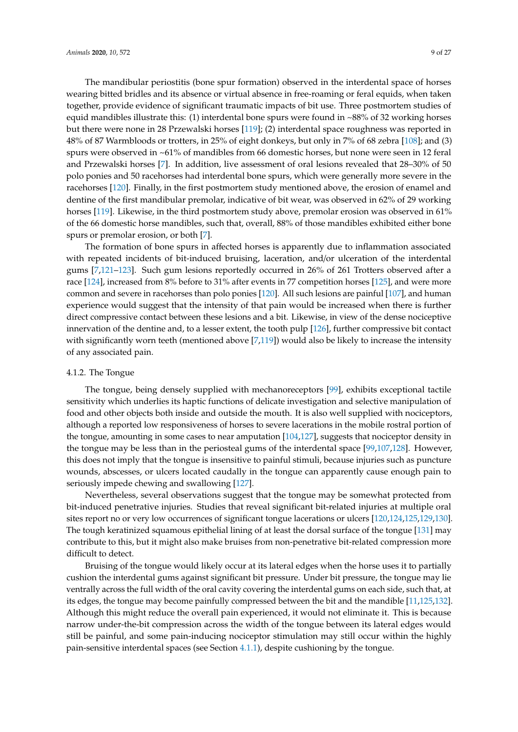The mandibular periostitis (bone spur formation) observed in the interdental space of horses wearing bitted bridles and its absence or virtual absence in free-roaming or feral equids, when taken together, provide evidence of significant traumatic impacts of bit use. Three postmortem studies of equid mandibles illustrate this: (1) interdental bone spurs were found in ~88% of 32 working horses but there were none in 28 Przewalski horses [119]; (2) interdental space roughness was reported in 48% of 87 Warmbloods or trotters, in 25% of eight donkeys, but only in 7% of 68 zebra [108]; and (3) spurs were observed in ~61% of mandibles from 66 domestic horses, but none were seen in 12 feral and Przewalski horses [7]. In addition, live assessment of oral lesions revealed that 28–30% of 50 polo ponies and 50 racehorses had interdental bone spurs, which were generally more severe in the racehorses [120]. Finally, in the first postmortem study mentioned above, the erosion of enamel and dentine of the first mandibular premolar, indicative of bit wear, was observed in 62% of 29 working horses [119]. Likewise, in the third postmortem study above, premolar erosion was observed in 61% of the 66 domestic horse mandibles, such that, overall, 88% of those mandibles exhibited either bone spurs or premolar erosion, or both [7].

The formation of bone spurs in affected horses is apparently due to inflammation associated with repeated incidents of bit-induced bruising, laceration, and/or ulceration of the interdental gums [7,121–123]. Such gum lesions reportedly occurred in 26% of 261 Trotters observed after a race [124], increased from 8% before to 31% after events in 77 competition horses [125], and were more common and severe in racehorses than polo ponies [120]. All such lesions are painful [107], and human experience would suggest that the intensity of that pain would be increased when there is further direct compressive contact between these lesions and a bit. Likewise, in view of the dense nociceptive innervation of the dentine and, to a lesser extent, the tooth pulp [126], further compressive bit contact with significantly worn teeth (mentioned above [7,119]) would also be likely to increase the intensity of any associated pain.

#### 4.1.2. The Tongue

The tongue, being densely supplied with mechanoreceptors [99], exhibits exceptional tactile sensitivity which underlies its haptic functions of delicate investigation and selective manipulation of food and other objects both inside and outside the mouth. It is also well supplied with nociceptors, although a reported low responsiveness of horses to severe lacerations in the mobile rostral portion of the tongue, amounting in some cases to near amputation [104,127], suggests that nociceptor density in the tongue may be less than in the periosteal gums of the interdental space [99,107,128]. However, this does not imply that the tongue is insensitive to painful stimuli, because injuries such as puncture wounds, abscesses, or ulcers located caudally in the tongue can apparently cause enough pain to seriously impede chewing and swallowing [127].

Nevertheless, several observations suggest that the tongue may be somewhat protected from bit-induced penetrative injuries. Studies that reveal significant bit-related injuries at multiple oral sites report no or very low occurrences of significant tongue lacerations or ulcers [120,124,125,129,130]. The tough keratinized squamous epithelial lining of at least the dorsal surface of the tongue [131] may contribute to this, but it might also make bruises from non-penetrative bit-related compression more difficult to detect.

Bruising of the tongue would likely occur at its lateral edges when the horse uses it to partially cushion the interdental gums against significant bit pressure. Under bit pressure, the tongue may lie ventrally across the full width of the oral cavity covering the interdental gums on each side, such that, at its edges, the tongue may become painfully compressed between the bit and the mandible [11,125,132]. Although this might reduce the overall pain experienced, it would not eliminate it. This is because narrow under-the-bit compression across the width of the tongue between its lateral edges would still be painful, and some pain-inducing nociceptor stimulation may still occur within the highly pain-sensitive interdental spaces (see Section 4.1.1), despite cushioning by the tongue.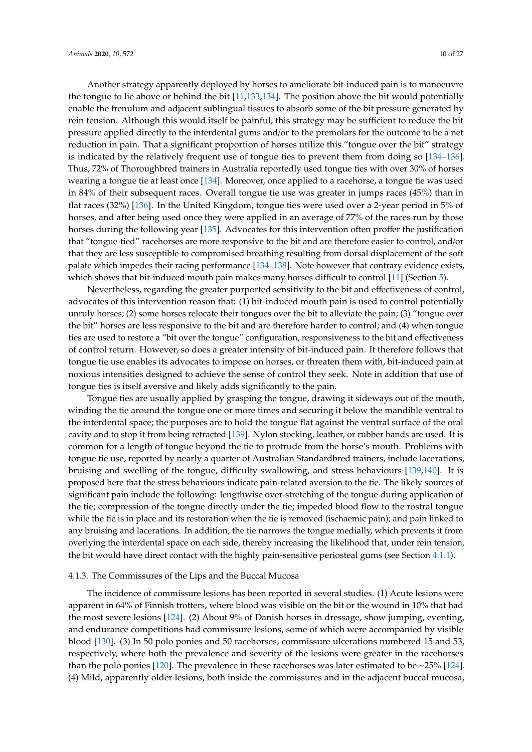Another strategy apparently deployed by horses to ameliorate bit-induced pain is to manoeuvre the tongue to lie above or behind the bit [11,133,134]. The position above the bit would potentially enable the frenulum and adjacent sublingual tissues to absorb some of the bit pressure generated by rein tension. Although this would itself be painful, this strategy may be sufficient to reduce the bit pressure applied directly to the interdental gums and/or to the premolars for the outcome to be a net reduction in pain. That a significant proportion of horses utilize this "tongue over the bit" strategy is indicated by the relatively frequent use of tongue ties to prevent them from doing so [134–136]. Thus, 72% of Thoroughbred trainers in Australia reportedly used tongue ties with over 30% of horses wearing a tongue tie at least once [134]. Moreover, once applied to a racehorse, a tongue tie was used in 84% of their subsequent races. Overall tongue tie use was greater in jumps races (45%) than in flat races (32%) [136]. In the United Kingdom, tongue ties were used over a 2-year period in 5% of horses, and after being used once they were applied in an average of 77% of the races run by those horses during the following year [135]. Advocates for this intervention often proffer the justification that "tongue-tied" racehorses are more responsive to the bit and are therefore easier to control, and/or that they are less susceptible to compromised breathing resulting from dorsal displacement of the soft palate which impedes their racing performance [134–138]. Note however that contrary evidence exists, which shows that bit-induced mouth pain makes many horses difficult to control [11] (Section 5).

Nevertheless, regarding the greater purported sensitivity to the bit and effectiveness of control, advocates of this intervention reason that: (1) bit-induced mouth pain is used to control potentially unruly horses; (2) some horses relocate their tongues over the bit to alleviate the pain; (3) "tongue over the bit" horses are less responsive to the bit and are therefore harder to control; and (4) when tongue ties are used to restore a "bit over the tongue" configuration, responsiveness to the bit and effectiveness of control return. However, so does a greater intensity of bit-induced pain. It therefore follows that tongue tie use enables its advocates to impose on horses, or threaten them with, bit-induced pain at noxious intensities designed to achieve the sense of control they seek. Note in addition that use of tongue ties is itself aversive and likely adds significantly to the pain.

Tongue ties are usually applied by grasping the tongue, drawing it sideways out of the mouth, winding the tie around the tongue one or more times and securing it below the mandible ventral to the interdental space; the purposes are to hold the tongue flat against the ventral surface of the oral cavity and to stop it from being retracted [139]. Nylon stocking, leather, or rubber bands are used. It is common for a length of tongue beyond the tie to protrude from the horse's mouth. Problems with tongue tie use, reported by nearly a quarter of Australian Standardbred trainers, include lacerations, bruising and swelling of the tongue, difficulty swallowing, and stress behaviours [139,140]. It is proposed here that the stress behaviours indicate pain-related aversion to the tie. The likely sources of significant pain include the following: lengthwise over-stretching of the tongue during application of the tie; compression of the tongue directly under the tie; impeded blood flow to the rostral tongue while the tie is in place and its restoration when the tie is removed (ischaemic pain); and pain linked to any bruising and lacerations. In addition, the tie narrows the tongue medially, which prevents it from overlying the interdental space on each side, thereby increasing the likelihood that, under rein tension, the bit would have direct contact with the highly pain-sensitive periosteal gums (see Section 4.1.1).

#### 4.1.3. The Commissures of the Lips and the Buccal Mucosa

The incidence of commissure lesions has been reported in several studies. (1) Acute lesions were apparent in 64% of Finnish trotters, where blood was visible on the bit or the wound in 10% that had the most severe lesions [124]. (2) About 9% of Danish horses in dressage, show jumping, eventing, and endurance competitions had commissure lesions, some of which were accompanied by visible blood [130]. (3) In 50 polo ponies and 50 racehorses, commissure ulcerations numbered 15 and 53, respectively, where both the prevalence and severity of the lesions were greater in the racehorses than the polo ponies [120]. The prevalence in these racehorses was later estimated to be ~25% [124]. (4) Mild, apparently older lesions, both inside the commissures and in the adjacent buccal mucosa,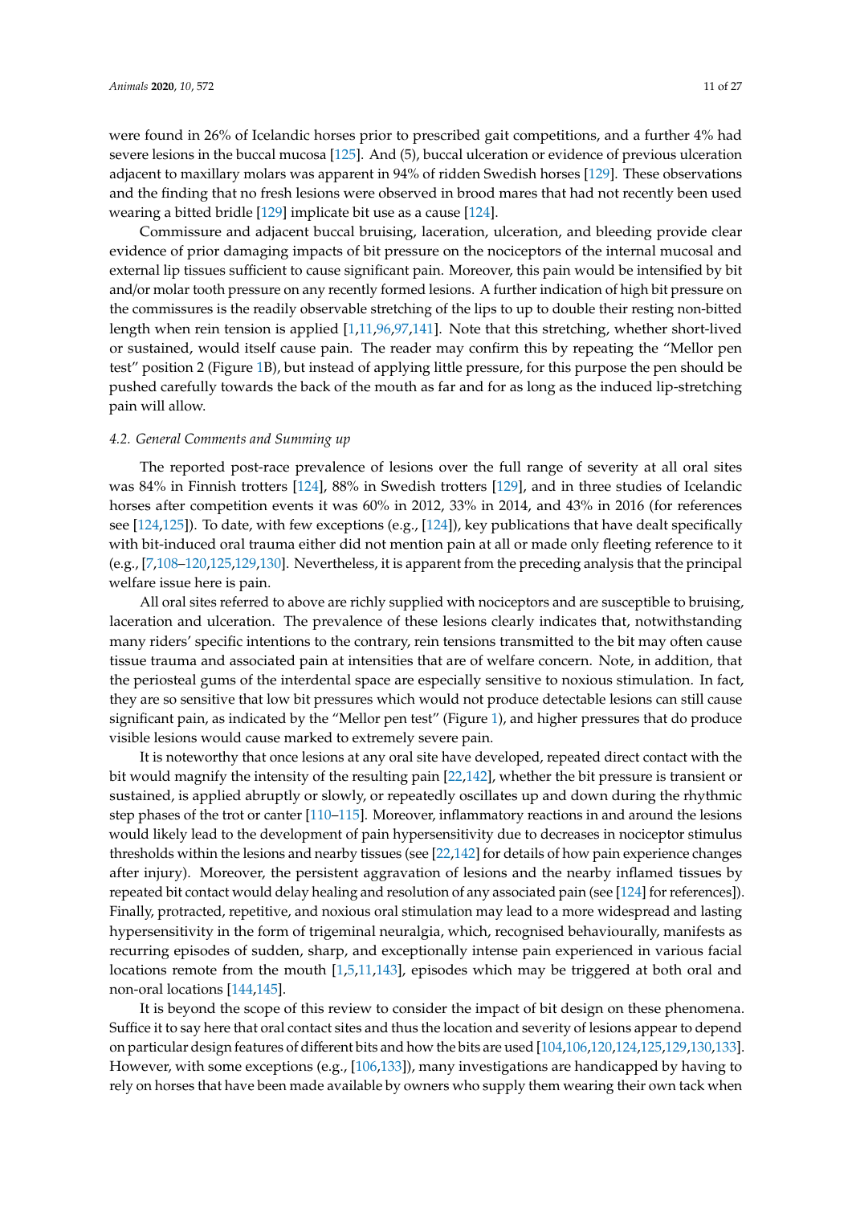were found in 26% of Icelandic horses prior to prescribed gait competitions, and a further 4% had severe lesions in the buccal mucosa [125]. And (5), buccal ulceration or evidence of previous ulceration adjacent to maxillary molars was apparent in 94% of ridden Swedish horses [129]. These observations and the finding that no fresh lesions were observed in brood mares that had not recently been used wearing a bitted bridle [129] implicate bit use as a cause [124].

Commissure and adjacent buccal bruising, laceration, ulceration, and bleeding provide clear evidence of prior damaging impacts of bit pressure on the nociceptors of the internal mucosal and external lip tissues sufficient to cause significant pain. Moreover, this pain would be intensified by bit and/or molar tooth pressure on any recently formed lesions. A further indication of high bit pressure on the commissures is the readily observable stretching of the lips to up to double their resting non-bitted length when rein tension is applied [1,11,96,97,141]. Note that this stretching, whether short-lived or sustained, would itself cause pain. The reader may confirm this by repeating the "Mellor pen test" position 2 (Figure 1B), but instead of applying little pressure, for this purpose the pen should be pushed carefully towards the back of the mouth as far and for as long as the induced lip-stretching pain will allow.

### 4.2. General Comments and Summing up

The reported post-race prevalence of lesions over the full range of severity at all oral sites was 84% in Finnish trotters [124], 88% in Swedish trotters [129], and in three studies of Icelandic horses after competition events it was 60% in 2012, 33% in 2014, and 43% in 2016 (for references see [124,125]). To date, with few exceptions (e.g., [124]), key publications that have dealt specifically with bit-induced oral trauma either did not mention pain at all or made only fleeting reference to it (e.g., [7,108–120,125,129,130]. Nevertheless, it is apparent from the preceding analysis that the principal welfare issue here is pain.

All oral sites referred to above are richly supplied with nociceptors and are susceptible to bruising, laceration and ulceration. The prevalence of these lesions clearly indicates that, notwithstanding many riders' specific intentions to the contrary, rein tensions transmitted to the bit may often cause tissue trauma and associated pain at intensities that are of welfare concern. Note, in addition, that the periosteal gums of the interdental space are especially sensitive to noxious stimulation. In fact, they are so sensitive that low bit pressures which would not produce detectable lesions can still cause significant pain, as indicated by the "Mellor pen test" (Figure 1), and higher pressures that do produce visible lesions would cause marked to extremely severe pain.

It is noteworthy that once lesions at any oral site have developed, repeated direct contact with the bit would magnify the intensity of the resulting pain [22,142], whether the bit pressure is transient or sustained, is applied abruptly or slowly, or repeatedly oscillates up and down during the rhythmic step phases of the trot or canter [110–115]. Moreover, inflammatory reactions in and around the lesions would likely lead to the development of pain hypersensitivity due to decreases in nociceptor stimulus thresholds within the lesions and nearby tissues (see [22,142] for details of how pain experience changes after injury). Moreover, the persistent aggravation of lesions and the nearby inflamed tissues by repeated bit contact would delay healing and resolution of any associated pain (see [124] for references]). Finally, protracted, repetitive, and noxious oral stimulation may lead to a more widespread and lasting hypersensitivity in the form of trigeminal neuralgia, which, recognised behaviourally, manifests as recurring episodes of sudden, sharp, and exceptionally intense pain experienced in various facial locations remote from the mouth [1,5,11,143], episodes which may be triggered at both oral and non-oral locations [144,145].

It is beyond the scope of this review to consider the impact of bit design on these phenomena. Suffice it to say here that oral contact sites and thus the location and severity of lesions appear to depend on particular design features of different bits and how the bits are used [104,106,120,124,125,129,130,133]. However, with some exceptions (e.g., [106,133]), many investigations are handicapped by having to rely on horses that have been made available by owners who supply them wearing their own tack when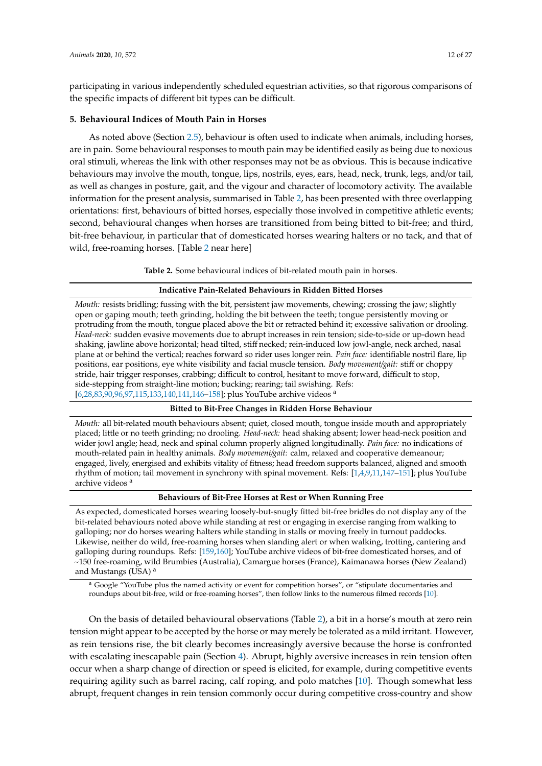participating in various independently scheduled equestrian activities, so that rigorous comparisons of the specific impacts of different bit types can be difficult.

## 5. Behavioural Indices of Mouth Pain in Horses

As noted above (Section 2.5), behaviour is often used to indicate when animals, including horses, are in pain. Some behavioural responses to mouth pain may be identified easily as being due to noxious oral stimuli, whereas the link with other responses may not be as obvious. This is because indicative behaviours may involve the mouth, tongue, lips, nostrils, eyes, ears, head, neck, trunk, legs, and/or tail, as well as changes in posture, gait, and the vigour and character of locomotory activity. The available information for the present analysis, summarised in Table 2, has been presented with three overlapping orientations: first, behaviours of bitted horses, especially those involved in competitive athletic events; second, behavioural changes when horses are transitioned from being bitted to bit-free; and third, bit-free behaviour, in particular that of domesticated horses wearing halters or no tack, and that of wild, free-roaming horses. [Table 2 near here]

**Table 2.** Some behavioural indices of bit-related mouth pain in horses.

| **Indicative Pain-Related Behaviours in Ridden Bitted Horses** |
|---|
| *Mouth:* resists bridling; fussing with the bit, persistent jaw movements, chewing; crossing the jaw; slightly open or gaping mouth; teeth grinding, holding the bit between the teeth; tongue persistently moving or protruding from the mouth, tongue placed above the bit or retracted behind it; excessive salivation or drooling. *Head-neck:* sudden evasive movements due to abrupt increases in rein tension; side-to-side or up-down head shaking, jawline above horizontal; head tilted, stiff necked; rein-induced low jowl-angle, neck arched, nasal plane at or behind the vertical; reaches forward so rider uses longer rein. *Pain face:* identifiable nostril flare, lip positions, ear positions, eye white visibility and facial muscle tension. *Body movement/gait:* stiff or choppy stride, hair trigger responses, crabbing; difficult to control, hesitant to move forward, difficult to stop, side-stepping from straight-line motion; bucking; rearing; tail swishing. Refs: [6,28,83,90,96,97,115,133,140,141,146–158]; plus YouTube archive videos [a] |
| **Bitted to Bit-Free Changes in Ridden Horse Behaviour** |
| *Mouth:* all bit-related mouth behaviours absent; quiet, closed mouth, tongue inside mouth and appropriately placed; little or no teeth grinding; no drooling. *Head-neck:* head shaking absent; lower head-neck position and wider jowl angle; head, neck and spinal column properly aligned longitudinally. *Pain face:* no indications of mouth-related pain in healthy animals. *Body movement/gait:* calm, relaxed and cooperative demeanour; engaged, lively, energised and exhibits vitality of fitness; head freedom supports balanced, aligned and smooth rhythm of motion; tail movement in synchrony with spinal movement. Refs: [1,4,9,11,147–151]; plus YouTube archive videos [a] |
| **Behaviours of Bit-Free Horses at Rest or When Running Free** |
| As expected, domesticated horses wearing loosely-but-snugly fitted bit-free bridles do not display any of the bit-related behaviours noted above while standing at rest or engaging in exercise ranging from walking to galloping; nor do horses wearing halters while standing in stalls or moving freely in turnout paddocks. Likewise, neither do wild, free-roaming horses when standing alert or when walking, trotting, cantering and galloping during roundups. Refs: [159,160]; YouTube archive videos of bit-free domesticated horses, and of ~150 free-roaming, wild Brumbies (Australia), Camargue horses (France), Kaimanawa horses (New Zealand) and Mustangs (USA) [a] |

[a] Google "YouTube plus the named activity or event for competition horses", or "stipulate documentaries and roundups about bit-free, wild or free-roaming horses", then follow links to the numerous filmed records [10].

On the basis of detailed behavioural observations (Table 2), a bit in a horse's mouth at zero rein tension might appear to be accepted by the horse or may merely be tolerated as a mild irritant. However, as rein tensions rise, the bit clearly becomes increasingly aversive because the horse is confronted with escalating inescapable pain (Section 4). Abrupt, highly aversive increases in rein tension often occur when a sharp change of direction or speed is elicited, for example, during competitive events requiring agility such as barrel racing, calf roping, and polo matches [10]. Though somewhat less abrupt, frequent changes in rein tension commonly occur during competitive cross-country and show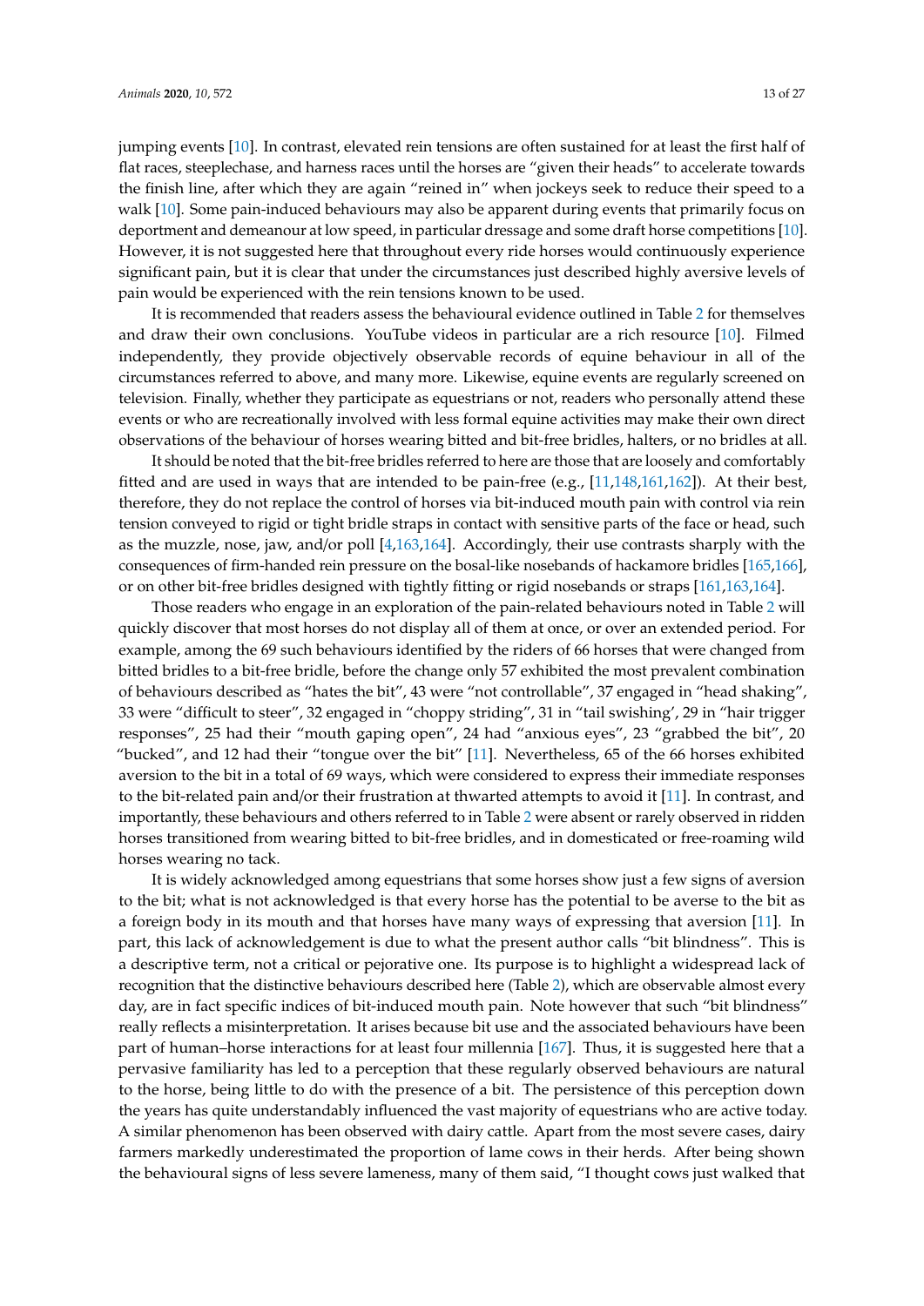jumping events [10]. In contrast, elevated rein tensions are often sustained for at least the first half of flat races, steeplechase, and harness races until the horses are "given their heads" to accelerate towards the finish line, after which they are again "reined in" when jockeys seek to reduce their speed to a walk [10]. Some pain-induced behaviours may also be apparent during events that primarily focus on deportment and demeanour at low speed, in particular dressage and some draft horse competitions [10]. However, it is not suggested here that throughout every ride horses would continuously experience significant pain, but it is clear that under the circumstances just described highly aversive levels of pain would be experienced with the rein tensions known to be used.

It is recommended that readers assess the behavioural evidence outlined in Table 2 for themselves and draw their own conclusions. YouTube videos in particular are a rich resource [10]. Filmed independently, they provide objectively observable records of equine behaviour in all of the circumstances referred to above, and many more. Likewise, equine events are regularly screened on television. Finally, whether they participate as equestrians or not, readers who personally attend these events or who are recreationally involved with less formal equine activities may make their own direct observations of the behaviour of horses wearing bitted and bit-free bridles, halters, or no bridles at all.

It should be noted that the bit-free bridles referred to here are those that are loosely and comfortably fitted and are used in ways that are intended to be pain-free (e.g., [11,148,161,162]). At their best, therefore, they do not replace the control of horses via bit-induced mouth pain with control via rein tension conveyed to rigid or tight bridle straps in contact with sensitive parts of the face or head, such as the muzzle, nose, jaw, and/or poll [4,163,164]. Accordingly, their use contrasts sharply with the consequences of firm-handed rein pressure on the bosal-like nosebands of hackamore bridles [165,166], or on other bit-free bridles designed with tightly fitting or rigid nosebands or straps [161,163,164].

Those readers who engage in an exploration of the pain-related behaviours noted in Table 2 will quickly discover that most horses do not display all of them at once, or over an extended period. For example, among the 69 such behaviours identified by the riders of 66 horses that were changed from bitted bridles to a bit-free bridle, before the change only 57 exhibited the most prevalent combination of behaviours described as "hates the bit", 43 were "not controllable", 37 engaged in "head shaking", 33 were "difficult to steer", 32 engaged in "choppy striding", 31 in "tail swishing', 29 in "hair trigger responses", 25 had their "mouth gaping open", 24 had "anxious eyes", 23 "grabbed the bit", 20 "bucked", and 12 had their "tongue over the bit" [11]. Nevertheless, 65 of the 66 horses exhibited aversion to the bit in a total of 69 ways, which were considered to express their immediate responses to the bit-related pain and/or their frustration at thwarted attempts to avoid it [11]. In contrast, and importantly, these behaviours and others referred to in Table 2 were absent or rarely observed in ridden horses transitioned from wearing bitted to bit-free bridles, and in domesticated or free-roaming wild horses wearing no tack.

It is widely acknowledged among equestrians that some horses show just a few signs of aversion to the bit; what is not acknowledged is that every horse has the potential to be averse to the bit as a foreign body in its mouth and that horses have many ways of expressing that aversion [11]. In part, this lack of acknowledgement is due to what the present author calls "bit blindness". This is a descriptive term, not a critical or pejorative one. Its purpose is to highlight a widespread lack of recognition that the distinctive behaviours described here (Table 2), which are observable almost every day, are in fact specific indices of bit-induced mouth pain. Note however that such "bit blindness" really reflects a misinterpretation. It arises because bit use and the associated behaviours have been part of human–horse interactions for at least four millennia [167]. Thus, it is suggested here that a pervasive familiarity has led to a perception that these regularly observed behaviours are natural to the horse, being little to do with the presence of a bit. The persistence of this perception down the years has quite understandably influenced the vast majority of equestrians who are active today. A similar phenomenon has been observed with dairy cattle. Apart from the most severe cases, dairy farmers markedly underestimated the proportion of lame cows in their herds. After being shown the behavioural signs of less severe lameness, many of them said, "I thought cows just walked that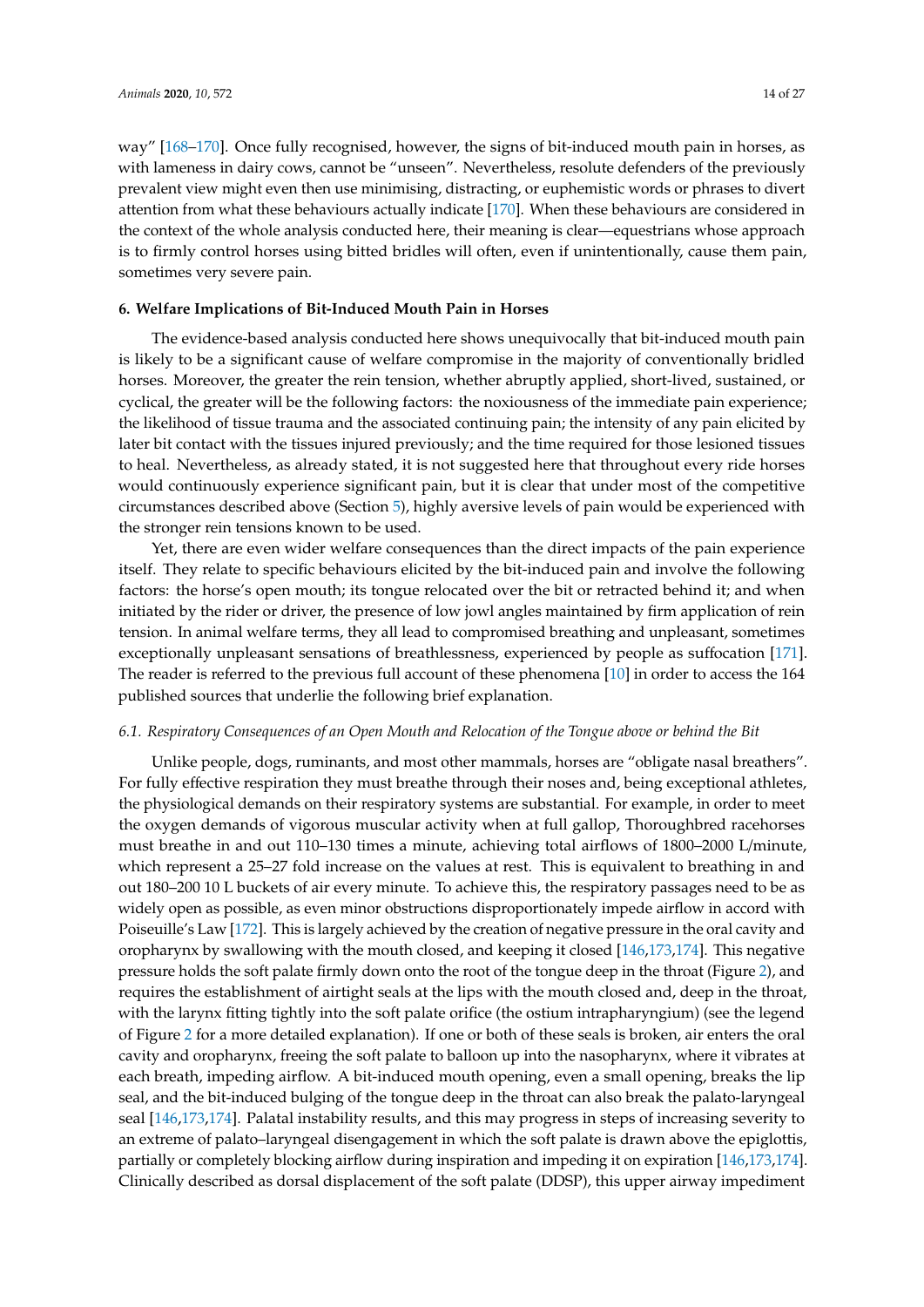way" [168–170]. Once fully recognised, however, the signs of bit-induced mouth pain in horses, as with lameness in dairy cows, cannot be "unseen". Nevertheless, resolute defenders of the previously prevalent view might even then use minimising, distracting, or euphemistic words or phrases to divert attention from what these behaviours actually indicate [170]. When these behaviours are considered in the context of the whole analysis conducted here, their meaning is clear—equestrians whose approach is to firmly control horses using bitted bridles will often, even if unintentionally, cause them pain, sometimes very severe pain.

**6. Welfare Implications of Bit-Induced Mouth Pain in Horses**

The evidence-based analysis conducted here shows unequivocally that bit-induced mouth pain is likely to be a significant cause of welfare compromise in the majority of conventionally bridled horses. Moreover, the greater the rein tension, whether abruptly applied, short-lived, sustained, or cyclical, the greater will be the following factors: the noxiousness of the immediate pain experience; the likelihood of tissue trauma and the associated continuing pain; the intensity of any pain elicited by later bit contact with the tissues injured previously; and the time required for those lesioned tissues to heal. Nevertheless, as already stated, it is not suggested here that throughout every ride horses would continuously experience significant pain, but it is clear that under most of the competitive circumstances described above (Section 5), highly aversive levels of pain would be experienced with the stronger rein tensions known to be used.

Yet, there are even wider welfare consequences than the direct impacts of the pain experience itself. They relate to specific behaviours elicited by the bit-induced pain and involve the following factors: the horse's open mouth; its tongue relocated over the bit or retracted behind it; and when initiated by the rider or driver, the presence of low jowl angles maintained by firm application of rein tension. In animal welfare terms, they all lead to compromised breathing and unpleasant, sometimes exceptionally unpleasant sensations of breathlessness, experienced by people as suffocation [171]. The reader is referred to the previous full account of these phenomena [10] in order to access the 164 published sources that underlie the following brief explanation.

*6.1. Respiratory Consequences of an Open Mouth and Relocation of the Tongue above or behind the Bit*

Unlike people, dogs, ruminants, and most other mammals, horses are "obligate nasal breathers". For fully effective respiration they must breathe through their noses and, being exceptional athletes, the physiological demands on their respiratory systems are substantial. For example, in order to meet the oxygen demands of vigorous muscular activity when at full gallop, Thoroughbred racehorses must breathe in and out 110–130 times a minute, achieving total airflows of 1800–2000 L/minute, which represent a 25–27 fold increase on the values at rest. This is equivalent to breathing in and out 180–200 10 L buckets of air every minute. To achieve this, the respiratory passages need to be as widely open as possible, as even minor obstructions disproportionately impede airflow in accord with Poiseuille's Law [172]. This is largely achieved by the creation of negative pressure in the oral cavity and oropharynx by swallowing with the mouth closed, and keeping it closed [146,173,174]. This negative pressure holds the soft palate firmly down onto the root of the tongue deep in the throat (Figure 2), and requires the establishment of airtight seals at the lips with the mouth closed and, deep in the throat, with the larynx fitting tightly into the soft palate orifice (the ostium intrapharyngium) (see the legend of Figure 2 for a more detailed explanation). If one or both of these seals is broken, air enters the oral cavity and oropharynx, freeing the soft palate to balloon up into the nasopharynx, where it vibrates at each breath, impeding airflow. A bit-induced mouth opening, even a small opening, breaks the lip seal, and the bit-induced bulging of the tongue deep in the throat can also break the palato-laryngeal seal [146,173,174]. Palatal instability results, and this may progress in steps of increasing severity to an extreme of palato–laryngeal disengagement in which the soft palate is drawn above the epiglottis, partially or completely blocking airflow during inspiration and impeding it on expiration [146,173,174]. Clinically described as dorsal displacement of the soft palate (DDSP), this upper airway impediment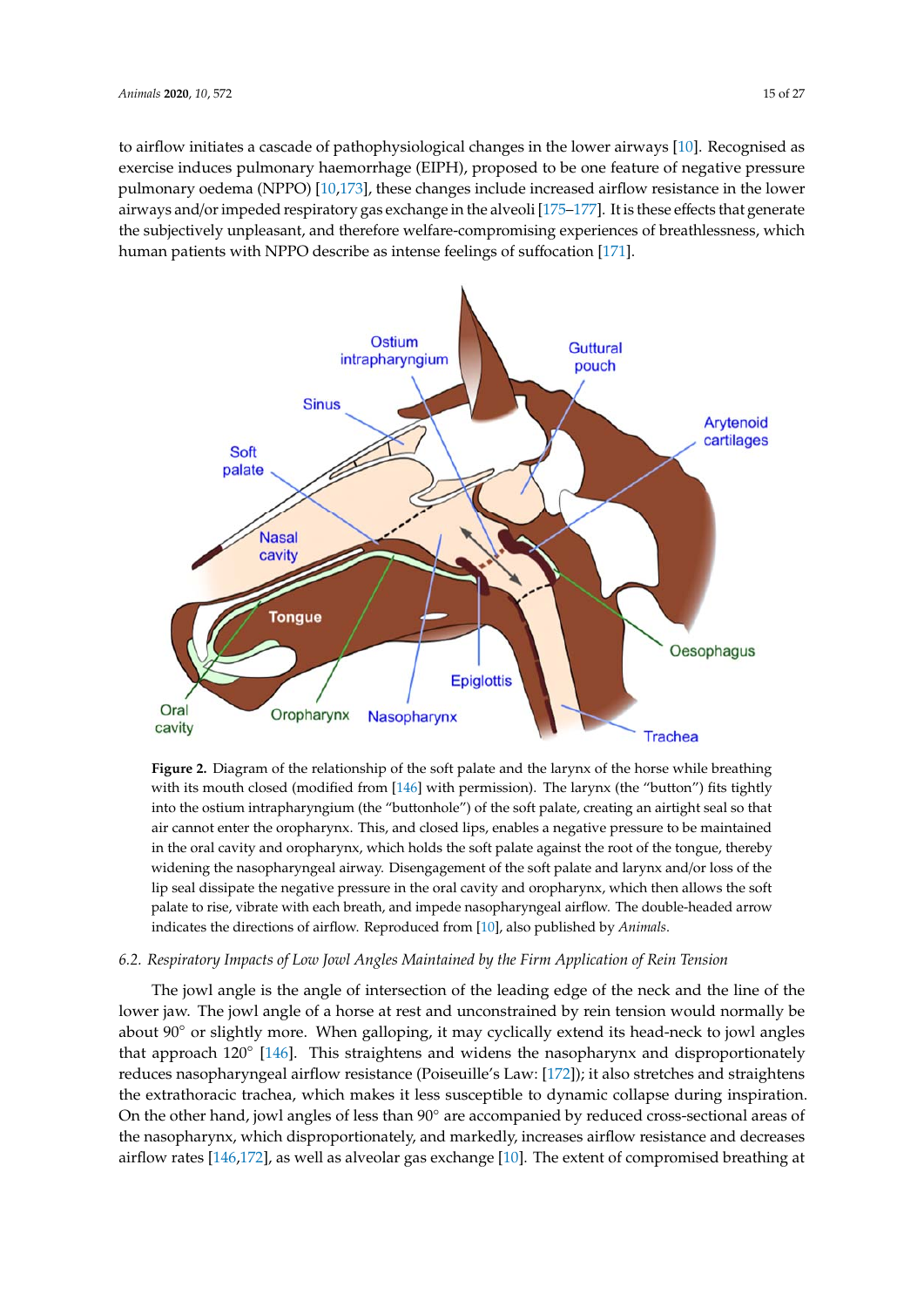to airflow initiates a cascade of pathophysiological changes in the lower airways [10]. Recognised as exercise induces pulmonary haemorrhage (EIPH), proposed to be one feature of negative pressure pulmonary oedema (NPPO) [10,173], these changes include increased airflow resistance in the lower airways and/or impeded respiratory gas exchange in the alveoli [175–177]. It is these effects that generate the subjectively unpleasant, and therefore welfare-compromising experiences of breathlessness, which human patients with NPPO describe as intense feelings of suffocation [171].

**Figure 2.** Diagram of the relationship of the soft palate and the larynx of the horse while breathing with its mouth closed (modified from [146] with permission). The larynx (the "button") fits tightly into the ostium intrapharyngium (the "buttonhole") of the soft palate, creating an airtight seal so that air cannot enter the oropharynx. This, and closed lips, enables a negative pressure to be maintained in the oral cavity and oropharynx, which holds the soft palate against the root of the tongue, thereby widening the nasopharyngeal airway. Disengagement of the soft palate and larynx and/or loss of the lip seal dissipate the negative pressure in the oral cavity and oropharynx, which then allows the soft palate to rise, vibrate with each breath, and impede nasopharyngeal airflow. The double-headed arrow indicates the directions of airflow. Reproduced from [10], also published by *Animals*.

### 6.2. Respiratory Impacts of Low Jowl Angles Maintained by the Firm Application of Rein Tension

The jowl angle is the angle of intersection of the leading edge of the neck and the line of the lower jaw. The jowl angle of a horse at rest and unconstrained by rein tension would normally be about 90° or slightly more. When galloping, it may cyclically extend its head-neck to jowl angles that approach 120° [146]. This straightens and widens the nasopharynx and disproportionately reduces nasopharyngeal airflow resistance (Poiseuille's Law: [172]); it also stretches and straightens the extrathoracic trachea, which makes it less susceptible to dynamic collapse during inspiration. On the other hand, jowl angles of less than 90° are accompanied by reduced cross-sectional areas of the nasopharynx, which disproportionately, and markedly, increases airflow resistance and decreases airflow rates [146,172], as well as alveolar gas exchange [10]. The extent of compromised breathing at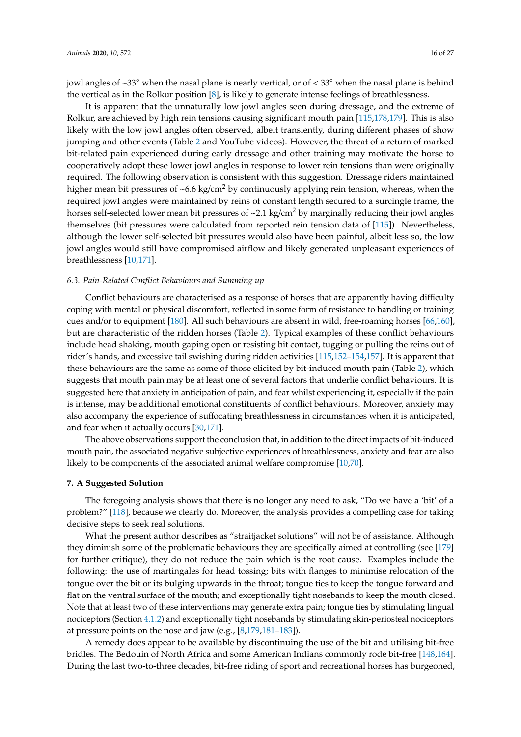jowl angles of ~33° when the nasal plane is nearly vertical, or of < 33° when the nasal plane is behind the vertical as in the Rolkur position [8], is likely to generate intense feelings of breathlessness.

It is apparent that the unnaturally low jowl angles seen during dressage, and the extreme of Rolkur, are achieved by high rein tensions causing significant mouth pain [115,178,179]. This is also likely with the low jowl angles often observed, albeit transiently, during different phases of show jumping and other events (Table 2 and YouTube videos). However, the threat of a return of marked bit-related pain experienced during early dressage and other training may motivate the horse to cooperatively adopt these lower jowl angles in response to lower rein tensions than were originally required. The following observation is consistent with this suggestion. Dressage riders maintained higher mean bit pressures of ~6.6 kg/cm$^2$ by continuously applying rein tension, whereas, when the required jowl angles were maintained by reins of constant length secured to a surcingle frame, the horses self-selected lower mean bit pressures of ~2.1 kg/cm$^2$ by marginally reducing their jowl angles themselves (bit pressures were calculated from reported rein tension data of [115]). Nevertheless, although the lower self-selected bit pressures would also have been painful, albeit less so, the low jowl angles would still have compromised airflow and likely generated unpleasant experiences of breathlessness [10,171].

### *6.3. Pain-Related Conflict Behaviours and Summing up*

Conflict behaviours are characterised as a response of horses that are apparently having difficulty coping with mental or physical discomfort, reflected in some form of resistance to handling or training cues and/or to equipment [180]. All such behaviours are absent in wild, free-roaming horses [66,160], but are characteristic of the ridden horses (Table 2). Typical examples of these conflict behaviours include head shaking, mouth gaping open or resisting bit contact, tugging or pulling the reins out of rider's hands, and excessive tail swishing during ridden activities [115,152–154,157]. It is apparent that these behaviours are the same as some of those elicited by bit-induced mouth pain (Table 2), which suggests that mouth pain may be at least one of several factors that underlie conflict behaviours. It is suggested here that anxiety in anticipation of pain, and fear whilst experiencing it, especially if the pain is intense, may be additional emotional constituents of conflict behaviours. Moreover, anxiety may also accompany the experience of suffocating breathlessness in circumstances when it is anticipated, and fear when it actually occurs [30,171].

The above observations support the conclusion that, in addition to the direct impacts of bit-induced mouth pain, the associated negative subjective experiences of breathlessness, anxiety and fear are also likely to be components of the associated animal welfare compromise [10,70].

## **7. A Suggested Solution**

The foregoing analysis shows that there is no longer any need to ask, "Do we have a 'bit' of a problem?" [118], because we clearly do. Moreover, the analysis provides a compelling case for taking decisive steps to seek real solutions.

What the present author describes as "straitjacket solutions" will not be of assistance. Although they diminish some of the problematic behaviours they are specifically aimed at controlling (see [179] for further critique), they do not reduce the pain which is the root cause. Examples include the following: the use of martingales for head tossing; bits with flanges to minimise relocation of the tongue over the bit or its bulging upwards in the throat; tongue ties to keep the tongue forward and flat on the ventral surface of the mouth; and exceptionally tight nosebands to keep the mouth closed. Note that at least two of these interventions may generate extra pain; tongue ties by stimulating lingual nociceptors (Section 4.1.2) and exceptionally tight nosebands by stimulating skin-periosteal nociceptors at pressure points on the nose and jaw (e.g., [8,179,181–183]).

A remedy does appear to be available by discontinuing the use of the bit and utilising bit-free bridles. The Bedouin of North Africa and some American Indians commonly rode bit-free [148,164]. During the last two-to-three decades, bit-free riding of sport and recreational horses has burgeoned,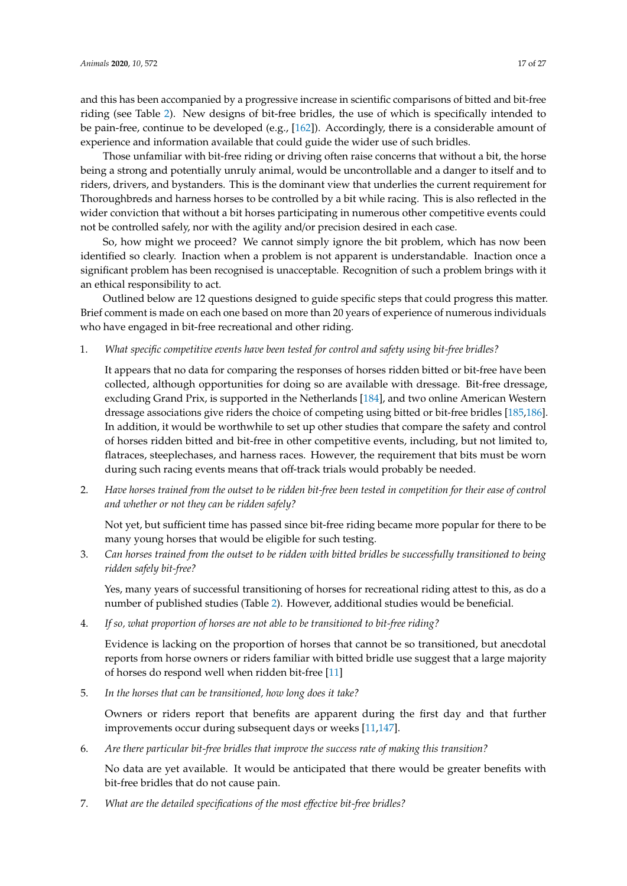and this has been accompanied by a progressive increase in scientific comparisons of bitted and bit-free riding (see Table 2). New designs of bit-free bridles, the use of which is specifically intended to be pain-free, continue to be developed (e.g., [162]). Accordingly, there is a considerable amount of experience and information available that could guide the wider use of such bridles.

Those unfamiliar with bit-free riding or driving often raise concerns that without a bit, the horse being a strong and potentially unruly animal, would be uncontrollable and a danger to itself and to riders, drivers, and bystanders. This is the dominant view that underlies the current requirement for Thoroughbreds and harness horses to be controlled by a bit while racing. This is also reflected in the wider conviction that without a bit horses participating in numerous other competitive events could not be controlled safely, nor with the agility and/or precision desired in each case.

So, how might we proceed? We cannot simply ignore the bit problem, which has now been identified so clearly. Inaction when a problem is not apparent is understandable. Inaction once a significant problem has been recognised is unacceptable. Recognition of such a problem brings with it an ethical responsibility to act.

Outlined below are 12 questions designed to guide specific steps that could progress this matter. Brief comment is made on each one based on more than 20 years of experience of numerous individuals who have engaged in bit-free recreational and other riding.

1. *What specific competitive events have been tested for control and safety using bit-free bridles?*

   It appears that no data for comparing the responses of horses ridden bitted or bit-free have been collected, although opportunities for doing so are available with dressage. Bit-free dressage, excluding Grand Prix, is supported in the Netherlands [184], and two online American Western dressage associations give riders the choice of competing using bitted or bit-free bridles [185,186]. In addition, it would be worthwhile to set up other studies that compare the safety and control of horses ridden bitted and bit-free in other competitive events, including, but not limited to, flatraces, steeplechases, and harness races. However, the requirement that bits must be worn during such racing events means that off-track trials would probably be needed.

2. *Have horses trained from the outset to be ridden bit-free been tested in competition for their ease of control and whether or not they can be ridden safely?*

   Not yet, but sufficient time has passed since bit-free riding became more popular for there to be many young horses that would be eligible for such testing.

3. *Can horses trained from the outset to be ridden with bitted bridles be successfully transitioned to being ridden safely bit-free?*

   Yes, many years of successful transitioning of horses for recreational riding attest to this, as do a number of published studies (Table 2). However, additional studies would be beneficial.

4. *If so, what proportion of horses are not able to be transitioned to bit-free riding?*

   Evidence is lacking on the proportion of horses that cannot be so transitioned, but anecdotal reports from horse owners or riders familiar with bitted bridle use suggest that a large majority of horses do respond well when ridden bit-free [11]

5. *In the horses that can be transitioned, how long does it take?*

   Owners or riders report that benefits are apparent during the first day and that further improvements occur during subsequent days or weeks [11,147].

6. *Are there particular bit-free bridles that improve the success rate of making this transition?*

   No data are yet available. It would be anticipated that there would be greater benefits with bit-free bridles that do not cause pain.

7. *What are the detailed specifications of the most effective bit-free bridles?*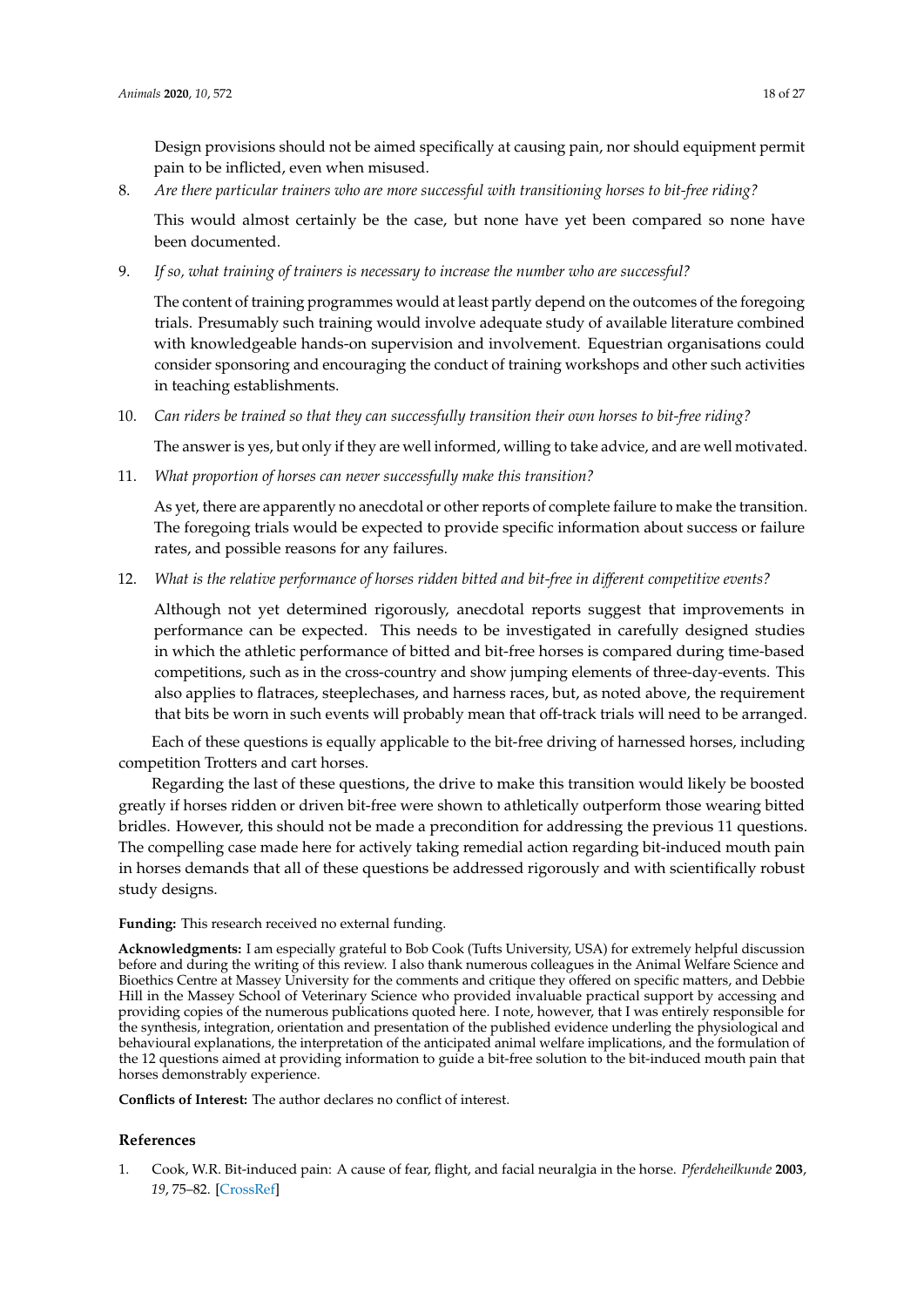Design provisions should not be aimed specifically at causing pain, nor should equipment permit pain to be inflicted, even when misused.

8. *Are there particular trainers who are more successful with transitioning horses to bit-free riding?*

   This would almost certainly be the case, but none have yet been compared so none have been documented.

9. *If so, what training of trainers is necessary to increase the number who are successful?*

   The content of training programmes would at least partly depend on the outcomes of the foregoing trials. Presumably such training would involve adequate study of available literature combined with knowledgeable hands-on supervision and involvement. Equestrian organisations could consider sponsoring and encouraging the conduct of training workshops and other such activities in teaching establishments.

10. *Can riders be trained so that they can successfully transition their own horses to bit-free riding?*

    The answer is yes, but only if they are well informed, willing to take advice, and are well motivated.

11. *What proportion of horses can never successfully make this transition?*

    As yet, there are apparently no anecdotal or other reports of complete failure to make the transition. The foregoing trials would be expected to provide specific information about success or failure rates, and possible reasons for any failures.

12. *What is the relative performance of horses ridden bitted and bit-free in different competitive events?*

    Although not yet determined rigorously, anecdotal reports suggest that improvements in performance can be expected. This needs to be investigated in carefully designed studies in which the athletic performance of bitted and bit-free horses is compared during time-based competitions, such as in the cross-country and show jumping elements of three-day-events. This also applies to flatraces, steeplechases, and harness races, but, as noted above, the requirement that bits be worn in such events will probably mean that off-track trials will need to be arranged.

Each of these questions is equally applicable to the bit-free driving of harnessed horses, including competition Trotters and cart horses.

Regarding the last of these questions, the drive to make this transition would likely be boosted greatly if horses ridden or driven bit-free were shown to athletically outperform those wearing bitted bridles. However, this should not be made a precondition for addressing the previous 11 questions. The compelling case made here for actively taking remedial action regarding bit-induced mouth pain in horses demands that all of these questions be addressed rigorously and with scientifically robust study designs.

**Funding:** This research received no external funding.

**Acknowledgments:** I am especially grateful to Bob Cook (Tufts University, USA) for extremely helpful discussion before and during the writing of this review. I also thank numerous colleagues in the Animal Welfare Science and Bioethics Centre at Massey University for the comments and critique they offered on specific matters, and Debbie Hill in the Massey School of Veterinary Science who provided invaluable practical support by accessing and providing copies of the numerous publications quoted here. I note, however, that I was entirely responsible for the synthesis, integration, orientation and presentation of the published evidence underling the physiological and behavioural explanations, the interpretation of the anticipated animal welfare implications, and the formulation of the 12 questions aimed at providing information to guide a bit-free solution to the bit-induced mouth pain that horses demonstrably experience.

**Conflicts of Interest:** The author declares no conflict of interest.

## References

1. Cook, W.R. Bit-induced pain: A cause of fear, flight, and facial neuralgia in the horse. *Pferdeheilkunde* **2003**, *19*, 75–82. [CrossRef]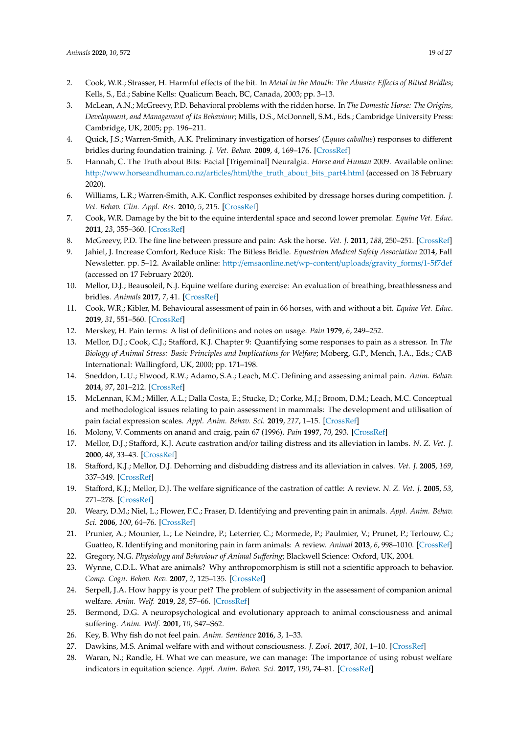2. Cook, W.R.; Strasser, H. Harmful effects of the bit. In *Metal in the Mouth: The Abusive Effects of Bitted Bridles*; Kells, S., Ed.; Sabine Kells: Qualicum Beach, BC, Canada, 2003; pp. 3–13.
3. McLean, A.N.; McGreevy, P.D. Behavioral problems with the ridden horse. In *The Domestic Horse: The Origins, Development, and Management of Its Behaviour*; Mills, D.S., McDonnell, S.M., Eds.; Cambridge University Press: Cambridge, UK, 2005; pp. 196–211.
4. Quick, J.S.; Warren-Smith, A.K. Preliminary investigation of horses' (*Equus caballus*) responses to different bridles during foundation training. *J. Vet. Behav.* **2009**, *4*, 169–176. [CrossRef]
5. Hannah, C. The Truth about Bits: Facial [Trigeminal] Neuralgia. *Horse and Human* 2009. Available online: http://www.horseandhuman.co.nz/articles/html/the_truth_about_bits_part4.html (accessed on 18 February 2020).
6. Williams, L.R.; Warren-Smith, A.K. Conflict responses exhibited by dressage horses during competition. *J. Vet. Behav. Clin. Appl. Res.* **2010**, *5*, 215. [CrossRef]
7. Cook, W.R. Damage by the bit to the equine interdental space and second lower premolar. *Equine Vet. Educ.* **2011**, *23*, 355–360. [CrossRef]
8. McGreevy, P.D. The fine line between pressure and pain: Ask the horse. *Vet. J.* **2011**, *188*, 250–251. [CrossRef]
9. Jahiel, J. Increase Comfort, Reduce Risk: The Bitless Bridle. *Equestrian Medical Safety Association* 2014, Fall Newsletter. pp. 5–12. Available online: http://emsaonline.net/wp-content/uploads/gravity_forms/1-5f7def (accessed on 17 February 2020).
10. Mellor, D.J.; Beausoleil, N.J. Equine welfare during exercise: An evaluation of breathing, breathlessness and bridles. *Animals* **2017**, *7*, 41. [CrossRef]
11. Cook, W.R.; Kibler, M. Behavioural assessment of pain in 66 horses, with and without a bit. *Equine Vet. Educ.* **2019**, *31*, 551–560. [CrossRef]
12. Merskey, H. Pain terms: A list of definitions and notes on usage. *Pain* **1979**, *6*, 249–252.
13. Mellor, D.J.; Cook, C.J.; Stafford, K.J. Chapter 9: Quantifying some responses to pain as a stressor. In *The Biology of Animal Stress: Basic Principles and Implications for Welfare*; Moberg, G.P., Mench, J.A., Eds.; CAB International: Wallingford, UK, 2000; pp. 171–198.
14. Sneddon, L.U.; Elwood, R.W.; Adamo, S.A.; Leach, M.C. Defining and assessing animal pain. *Anim. Behav.* **2014**, *97*, 201–212. [CrossRef]
15. McLennan, K.M.; Miller, A.L.; Dalla Costa, E.; Stucke, D.; Corke, M.J.; Broom, D.M.; Leach, M.C. Conceptual and methodological issues relating to pain assessment in mammals: The development and utilisation of pain facial expression scales. *Appl. Anim. Behav. Sci.* **2019**, *217*, 1–15. [CrossRef]
16. Molony, V. Comments on anand and craig, pain 67 (1996). *Pain* **1997**, *70*, 293. [CrossRef]
17. Mellor, D.J.; Stafford, K.J. Acute castration and/or tailing distress and its alleviation in lambs. *N. Z. Vet. J.* **2000**, *48*, 33–43. [CrossRef]
18. Stafford, K.J.; Mellor, D.J. Dehorning and disbudding distress and its alleviation in calves. *Vet. J.* **2005**, *169*, 337–349. [CrossRef]
19. Stafford, K.J.; Mellor, D.J. The welfare significance of the castration of cattle: A review. *N. Z. Vet. J.* **2005**, *53*, 271–278. [CrossRef]
20. Weary, D.M.; Niel, L.; Flower, F.C.; Fraser, D. Identifying and preventing pain in animals. *Appl. Anim. Behav. Sci.* **2006**, *100*, 64–76. [CrossRef]
21. Prunier, A.; Mounier, L.; Le Neindre, P.; Leterrier, C.; Mormede, P.; Paulmier, V.; Prunet, P.; Terlouw, C.; Guatteo, R. Identifying and monitoring pain in farm animals: A review. *Animal* **2013**, *6*, 998–1010. [CrossRef]
22. Gregory, N.G. *Physiology and Behaviour of Animal Suffering*; Blackwell Science: Oxford, UK, 2004.
23. Wynne, C.D.L. What are animals? Why anthropomorphism is still not a scientific approach to behavior. *Comp. Cogn. Behav. Rev.* **2007**, *2*, 125–135. [CrossRef]
24. Serpell, J.A. How happy is your pet? The problem of subjectivity in the assessment of companion animal welfare. *Anim. Welf.* **2019**, *28*, 57–66. [CrossRef]
25. Bermond, D.G. A neuropsychological and evolutionary approach to animal consciousness and animal suffering. *Anim. Welf.* **2001**, *10*, S47–S62.
26. Key, B. Why fish do not feel pain. *Anim. Sentience* **2016**, *3*, 1–33.
27. Dawkins, M.S. Animal welfare with and without consciousness. *J. Zool.* **2017**, *301*, 1–10. [CrossRef]
28. Waran, N.; Randle, H. What we can measure, we can manage: The importance of using robust welfare indicators in equitation science. *Appl. Anim. Behav. Sci.* **2017**, *190*, 74–81. [CrossRef]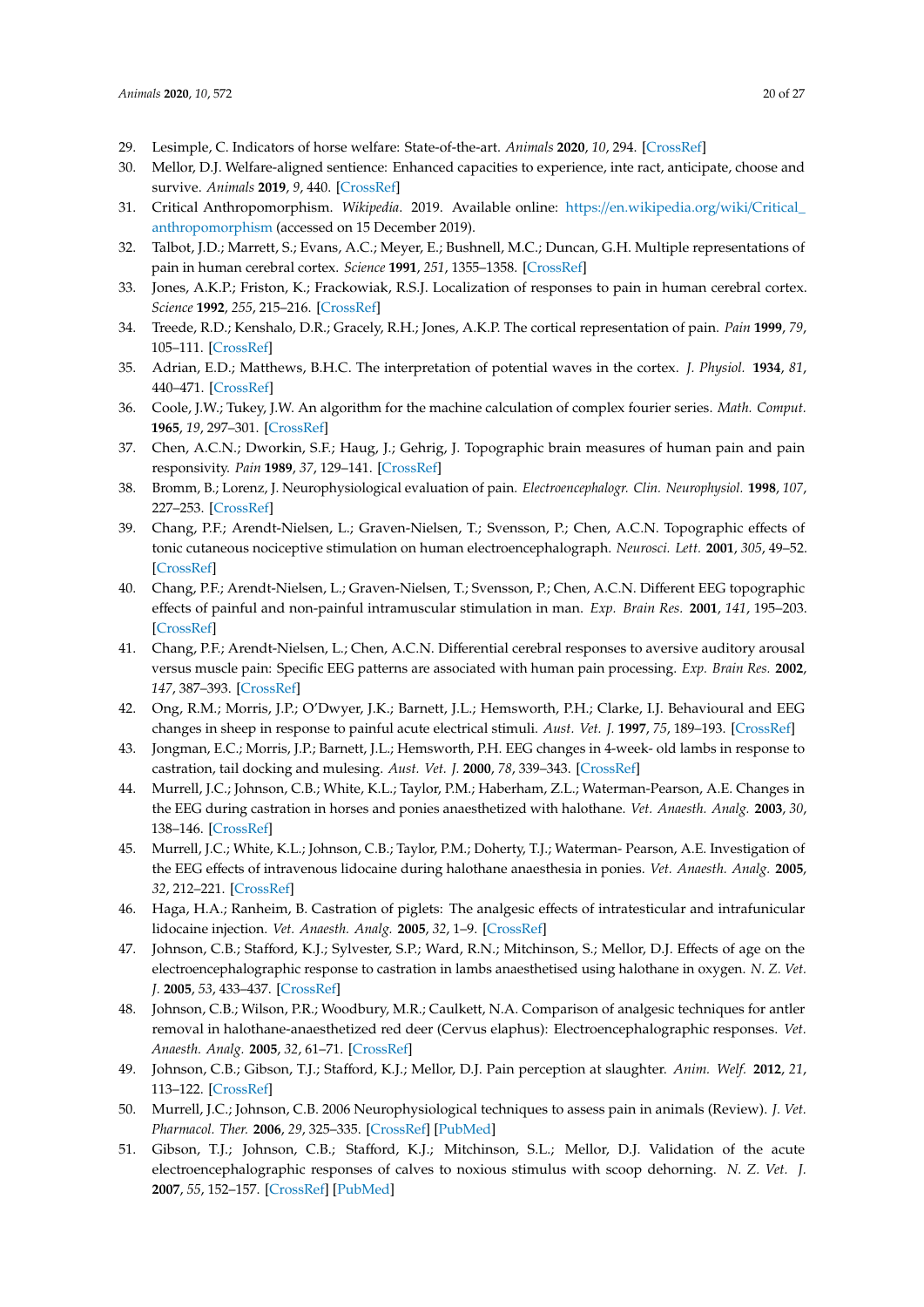29. Lesimple, C. Indicators of horse welfare: State-of-the-art. *Animals* **2020**, *10*, 294. [CrossRef]
30. Mellor, D.J. Welfare-aligned sentience: Enhanced capacities to experience, inte ract, anticipate, choose and survive. *Animals* **2019**, *9*, 440. [CrossRef]
31. Critical Anthropomorphism. *Wikipedia*. 2019. Available online: https://en.wikipedia.org/wiki/Critical_anthropomorphism (accessed on 15 December 2019).
32. Talbot, J.D.; Marrett, S.; Evans, A.C.; Meyer, E.; Bushnell, M.C.; Duncan, G.H. Multiple representations of pain in human cerebral cortex. *Science* **1991**, *251*, 1355–1358. [CrossRef]
33. Jones, A.K.P.; Friston, K.; Frackowiak, R.S.J. Localization of responses to pain in human cerebral cortex. *Science* **1992**, *255*, 215–216. [CrossRef]
34. Treede, R.D.; Kenshalo, D.R.; Gracely, R.H.; Jones, A.K.P. The cortical representation of pain. *Pain* **1999**, *79*, 105–111. [CrossRef]
35. Adrian, E.D.; Matthews, B.H.C. The interpretation of potential waves in the cortex. *J. Physiol.* **1934**, *81*, 440–471. [CrossRef]
36. Coole, J.W.; Tukey, J.W. An algorithm for the machine calculation of complex fourier series. *Math. Comput.* **1965**, *19*, 297–301. [CrossRef]
37. Chen, A.C.N.; Dworkin, S.F.; Haug, J.; Gehrig, J. Topographic brain measures of human pain and pain responsivity. *Pain* **1989**, *37*, 129–141. [CrossRef]
38. Bromm, B.; Lorenz, J. Neurophysiological evaluation of pain. *Electroencephalogr. Clin. Neurophysiol.* **1998**, *107*, 227–253. [CrossRef]
39. Chang, P.F.; Arendt-Nielsen, L.; Graven-Nielsen, T.; Svensson, P.; Chen, A.C.N. Topographic effects of tonic cutaneous nociceptive stimulation on human electroencephalograph. *Neurosci. Lett.* **2001**, *305*, 49–52. [CrossRef]
40. Chang, P.F.; Arendt-Nielsen, L.; Graven-Nielsen, T.; Svensson, P.; Chen, A.C.N. Different EEG topographic effects of painful and non-painful intramuscular stimulation in man. *Exp. Brain Res.* **2001**, *141*, 195–203. [CrossRef]
41. Chang, P.F.; Arendt-Nielsen, L.; Chen, A.C.N. Differential cerebral responses to aversive auditory arousal versus muscle pain: Specific EEG patterns are associated with human pain processing. *Exp. Brain Res.* **2002**, *147*, 387–393. [CrossRef]
42. Ong, R.M.; Morris, J.P.; O'Dwyer, J.K.; Barnett, J.L.; Hemsworth, P.H.; Clarke, I.J. Behavioural and EEG changes in sheep in response to painful acute electrical stimuli. *Aust. Vet. J.* **1997**, *75*, 189–193. [CrossRef]
43. Jongman, E.C.; Morris, J.P.; Barnett, J.L.; Hemsworth, P.H. EEG changes in 4-week- old lambs in response to castration, tail docking and mulesing. *Aust. Vet. J.* **2000**, *78*, 339–343. [CrossRef]
44. Murrell, J.C.; Johnson, C.B.; White, K.L.; Taylor, P.M.; Haberham, Z.L.; Waterman-Pearson, A.E. Changes in the EEG during castration in horses and ponies anaesthetized with halothane. *Vet. Anaesth. Analg.* **2003**, *30*, 138–146. [CrossRef]
45. Murrell, J.C.; White, K.L.; Johnson, C.B.; Taylor, P.M.; Doherty, T.J.; Waterman- Pearson, A.E. Investigation of the EEG effects of intravenous lidocaine during halothane anaesthesia in ponies. *Vet. Anaesth. Analg.* **2005**, *32*, 212–221. [CrossRef]
46. Haga, H.A.; Ranheim, B. Castration of piglets: The analgesic effects of intratesticular and intrafunicular lidocaine injection. *Vet. Anaesth. Analg.* **2005**, *32*, 1–9. [CrossRef]
47. Johnson, C.B.; Stafford, K.J.; Sylvester, S.P.; Ward, R.N.; Mitchinson, S.; Mellor, D.J. Effects of age on the electroencephalographic response to castration in lambs anaesthetised using halothane in oxygen. *N. Z. Vet. J.* **2005**, *53*, 433–437. [CrossRef]
48. Johnson, C.B.; Wilson, P.R.; Woodbury, M.R.; Caulkett, N.A. Comparison of analgesic techniques for antler removal in halothane-anaesthetized red deer (Cervus elaphus): Electroencephalographic responses. *Vet. Anaesth. Analg.* **2005**, *32*, 61–71. [CrossRef]
49. Johnson, C.B.; Gibson, T.J.; Stafford, K.J.; Mellor, D.J. Pain perception at slaughter. *Anim. Welf.* **2012**, *21*, 113–122. [CrossRef]
50. Murrell, J.C.; Johnson, C.B. 2006 Neurophysiological techniques to assess pain in animals (Review). *J. Vet. Pharmacol. Ther.* **2006**, *29*, 325–335. [CrossRef] [PubMed]
51. Gibson, T.J.; Johnson, C.B.; Stafford, K.J.; Mitchinson, S.L.; Mellor, D.J. Validation of the acute electroencephalographic responses of calves to noxious stimulus with scoop dehorning. *N. Z. Vet. J.* **2007**, *55*, 152–157. [CrossRef] [PubMed]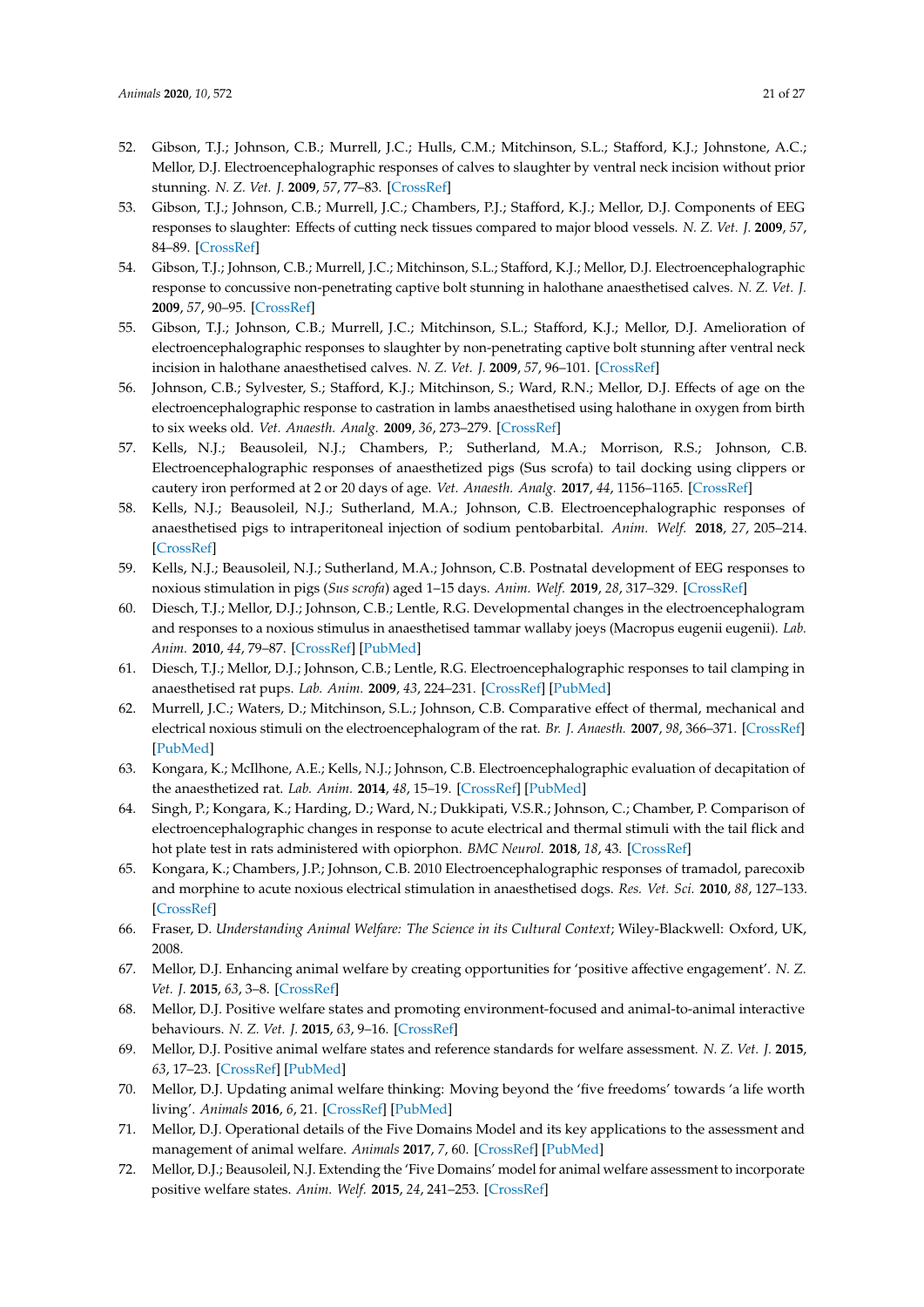52. Gibson, T.J.; Johnson, C.B.; Murrell, J.C.; Hulls, C.M.; Mitchinson, S.L.; Stafford, K.J.; Johnstone, A.C.; Mellor, D.J. Electroencephalographic responses of calves to slaughter by ventral neck incision without prior stunning. *N. Z. Vet. J.* **2009**, *57*, 77–83. [CrossRef]
53. Gibson, T.J.; Johnson, C.B.; Murrell, J.C.; Chambers, P.J.; Stafford, K.J.; Mellor, D.J. Components of EEG responses to slaughter: Effects of cutting neck tissues compared to major blood vessels. *N. Z. Vet. J.* **2009**, *57*, 84–89. [CrossRef]
54. Gibson, T.J.; Johnson, C.B.; Murrell, J.C.; Mitchinson, S.L.; Stafford, K.J.; Mellor, D.J. Electroencephalographic response to concussive non-penetrating captive bolt stunning in halothane anaesthetised calves. *N. Z. Vet. J.* **2009**, *57*, 90–95. [CrossRef]
55. Gibson, T.J.; Johnson, C.B.; Murrell, J.C.; Mitchinson, S.L.; Stafford, K.J.; Mellor, D.J. Amelioration of electroencephalographic responses to slaughter by non-penetrating captive bolt stunning after ventral neck incision in halothane anaesthetised calves. *N. Z. Vet. J.* **2009**, *57*, 96–101. [CrossRef]
56. Johnson, C.B.; Sylvester, S.; Stafford, K.J.; Mitchinson, S.; Ward, R.N.; Mellor, D.J. Effects of age on the electroencephalographic response to castration in lambs anaesthetised using halothane in oxygen from birth to six weeks old. *Vet. Anaesth. Analg.* **2009**, *36*, 273–279. [CrossRef]
57. Kells, N.J.; Beausoleil, N.J.; Chambers, P.; Sutherland, M.A.; Morrison, R.S.; Johnson, C.B. Electroencephalographic responses of anaesthetized pigs (Sus scrofa) to tail docking using clippers or cautery iron performed at 2 or 20 days of age. *Vet. Anaesth. Analg.* **2017**, *44*, 1156–1165. [CrossRef]
58. Kells, N.J.; Beausoleil, N.J.; Sutherland, M.A.; Johnson, C.B. Electroencephalographic responses of anaesthetised pigs to intraperitoneal injection of sodium pentobarbital. *Anim. Welf.* **2018**, *27*, 205–214. [CrossRef]
59. Kells, N.J.; Beausoleil, N.J.; Sutherland, M.A.; Johnson, C.B. Postnatal development of EEG responses to noxious stimulation in pigs (*Sus scrofa*) aged 1–15 days. *Anim. Welf.* **2019**, *28*, 317–329. [CrossRef]
60. Diesch, T.J.; Mellor, D.J.; Johnson, C.B.; Lentle, R.G. Developmental changes in the electroencephalogram and responses to a noxious stimulus in anaesthetised tammar wallaby joeys (Macropus eugenii eugenii). *Lab. Anim.* **2010**, *44*, 79–87. [CrossRef] [PubMed]
61. Diesch, T.J.; Mellor, D.J.; Johnson, C.B.; Lentle, R.G. Electroencephalographic responses to tail clamping in anaesthetised rat pups. *Lab. Anim.* **2009**, *43*, 224–231. [CrossRef] [PubMed]
62. Murrell, J.C.; Waters, D.; Mitchinson, S.L.; Johnson, C.B. Comparative effect of thermal, mechanical and electrical noxious stimuli on the electroencephalogram of the rat. *Br. J. Anaesth.* **2007**, *98*, 366–371. [CrossRef] [PubMed]
63. Kongara, K.; McIlhone, A.E.; Kells, N.J.; Johnson, C.B. Electroencephalographic evaluation of decapitation of the anaesthetized rat. *Lab. Anim.* **2014**, *48*, 15–19. [CrossRef] [PubMed]
64. Singh, P.; Kongara, K.; Harding, D.; Ward, N.; Dukkipati, V.S.R.; Johnson, C.; Chamber, P. Comparison of electroencephalographic changes in response to acute electrical and thermal stimuli with the tail flick and hot plate test in rats administered with opiorphon. *BMC Neurol.* **2018**, *18*, 43. [CrossRef]
65. Kongara, K.; Chambers, J.P.; Johnson, C.B. 2010 Electroencephalographic responses of tramadol, parecoxib and morphine to acute noxious electrical stimulation in anaesthetised dogs. *Res. Vet. Sci.* **2010**, *88*, 127–133. [CrossRef]
66. Fraser, D. *Understanding Animal Welfare: The Science in its Cultural Context*; Wiley-Blackwell: Oxford, UK, 2008.
67. Mellor, D.J. Enhancing animal welfare by creating opportunities for 'positive affective engagement'. *N. Z. Vet. J.* **2015**, *63*, 3–8. [CrossRef]
68. Mellor, D.J. Positive welfare states and promoting environment-focused and animal-to-animal interactive behaviours. *N. Z. Vet. J.* **2015**, *63*, 9–16. [CrossRef]
69. Mellor, D.J. Positive animal welfare states and reference standards for welfare assessment. *N. Z. Vet. J.* **2015**, *63*, 17–23. [CrossRef] [PubMed]
70. Mellor, D.J. Updating animal welfare thinking: Moving beyond the 'five freedoms' towards 'a life worth living'. *Animals* **2016**, *6*, 21. [CrossRef] [PubMed]
71. Mellor, D.J. Operational details of the Five Domains Model and its key applications to the assessment and management of animal welfare. *Animals* **2017**, *7*, 60. [CrossRef] [PubMed]
72. Mellor, D.J.; Beausoleil, N.J. Extending the 'Five Domains' model for animal welfare assessment to incorporate positive welfare states. *Anim. Welf.* **2015**, *24*, 241–253. [CrossRef]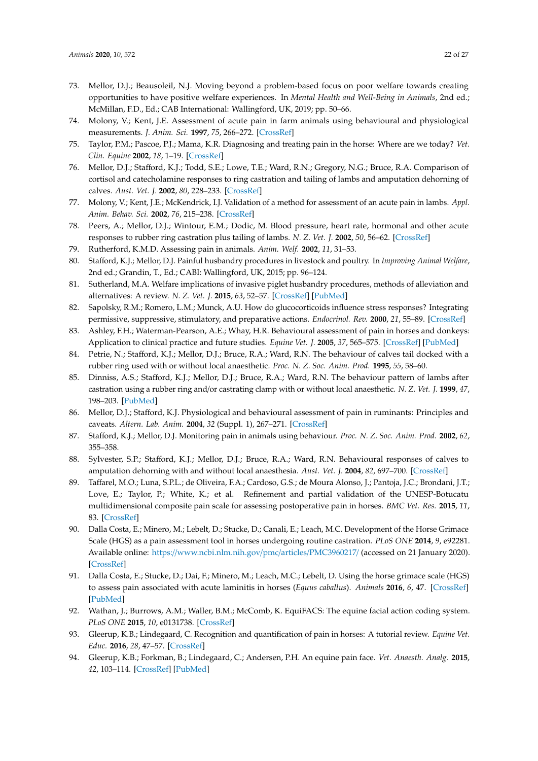73. Mellor, D.J.; Beausoleil, N.J. Moving beyond a problem-based focus on poor welfare towards creating opportunities to have positive welfare experiences. In *Mental Health and Well-Being in Animals*, 2nd ed.; McMillan, F.D., Ed.; CAB International: Wallingford, UK, 2019; pp. 50–66.
74. Molony, V.; Kent, J.E. Assessment of acute pain in farm animals using behavioural and physiological measurements. *J. Anim. Sci.* **1997**, *75*, 266–272. [CrossRef]
75. Taylor, P.M.; Pascoe, P.J.; Mama, K.R. Diagnosing and treating pain in the horse: Where are we today? *Vet. Clin. Equine* **2002**, *18*, 1–19. [CrossRef]
76. Mellor, D.J.; Stafford, K.J.; Todd, S.E.; Lowe, T.E.; Ward, R.N.; Gregory, N.G.; Bruce, R.A. Comparison of cortisol and catecholamine responses to ring castration and tailing of lambs and amputation dehorning of calves. *Aust. Vet. J.* **2002**, *80*, 228–233. [CrossRef]
77. Molony, V.; Kent, J.E.; McKendrick, I.J. Validation of a method for assessment of an acute pain in lambs. *Appl. Anim. Behav. Sci.* **2002**, *76*, 215–238. [CrossRef]
78. Peers, A.; Mellor, D.J.; Wintour, E.M.; Dodic, M. Blood pressure, heart rate, hormonal and other acute responses to rubber ring castration plus tailing of lambs. *N. Z. Vet. J.* **2002**, *50*, 56–62. [CrossRef]
79. Rutherford, K.M.D. Assessing pain in animals. *Anim. Welf.* **2002**, *11*, 31–53.
80. Stafford, K.J.; Mellor, D.J. Painful husbandry procedures in livestock and poultry. In *Improving Animal Welfare*, 2nd ed.; Grandin, T., Ed.; CABI: Wallingford, UK, 2015; pp. 96–124.
81. Sutherland, M.A. Welfare implications of invasive piglet husbandry procedures, methods of alleviation and alternatives: A review. *N. Z. Vet. J.* **2015**, *63*, 52–57. [CrossRef] [PubMed]
82. Sapolsky, R.M.; Romero, L.M.; Munck, A.U. How do glucocorticoids influence stress responses? Integrating permissive, suppressive, stimulatory, and preparative actions. *Endocrinol. Rev.* **2000**, *21*, 55–89. [CrossRef]
83. Ashley, F.H.; Waterman-Pearson, A.E.; Whay, H.R. Behavioural assessment of pain in horses and donkeys: Application to clinical practice and future studies. *Equine Vet. J.* **2005**, *37*, 565–575. [CrossRef] [PubMed]
84. Petrie, N.; Stafford, K.J.; Mellor, D.J.; Bruce, R.A.; Ward, R.N. The behaviour of calves tail docked with a rubber ring used with or without local anaesthetic. *Proc. N. Z. Soc. Anim. Prod.* **1995**, *55*, 58–60.
85. Dinniss, A.S.; Stafford, K.J.; Mellor, D.J.; Bruce, R.A.; Ward, R.N. The behaviour pattern of lambs after castration using a rubber ring and/or castrating clamp with or without local anaesthetic. *N. Z. Vet. J.* **1999**, *47*, 198–203. [PubMed]
86. Mellor, D.J.; Stafford, K.J. Physiological and behavioural assessment of pain in ruminants: Principles and caveats. *Altern. Lab. Anim.* **2004**, *32* (Suppl. 1), 267–271. [CrossRef]
87. Stafford, K.J.; Mellor, D.J. Monitoring pain in animals using behaviour. *Proc. N. Z. Soc. Anim. Prod.* **2002**, *62*, 355–358.
88. Sylvester, S.P.; Stafford, K.J.; Mellor, D.J.; Bruce, R.A.; Ward, R.N. Behavioural responses of calves to amputation dehorning with and without local anaesthesia. *Aust. Vet. J.* **2004**, *82*, 697–700. [CrossRef]
89. Taffarel, M.O.; Luna, S.P.L.; de Oliveira, F.A.; Cardoso, G.S.; de Moura Alonso, J.; Pantoja, J.C.; Brondani, J.T.; Love, E.; Taylor, P.; White, K.; et al. Refinement and partial validation of the UNESP-Botucatu multidimensional composite pain scale for assessing postoperative pain in horses. *BMC Vet. Res.* **2015**, *11*, 83. [CrossRef]
90. Dalla Costa, E.; Minero, M.; Lebelt, D.; Stucke, D.; Canali, E.; Leach, M.C. Development of the Horse Grimace Scale (HGS) as a pain assessment tool in horses undergoing routine castration. *PLoS ONE* **2014**, *9*, e92281. Available online: https://www.ncbi.nlm.nih.gov/pmc/articles/PMC3960217/ (accessed on 21 January 2020). [CrossRef]
91. Dalla Costa, E.; Stucke, D.; Dai, F.; Minero, M.; Leach, M.C.; Lebelt, D. Using the horse grimace scale (HGS) to assess pain associated with acute laminitis in horses (*Equus caballus*). *Animals* **2016**, *6*, 47. [CrossRef] [PubMed]
92. Wathan, J.; Burrows, A.M.; Waller, B.M.; McComb, K. EquiFACS: The equine facial action coding system. *PLoS ONE* **2015**, *10*, e0131738. [CrossRef]
93. Gleerup, K.B.; Lindegaard, C. Recognition and quantification of pain in horses: A tutorial review. *Equine Vet. Educ.* **2016**, *28*, 47–57. [CrossRef]
94. Gleerup, K.B.; Forkman, B.; Lindegaard, C.; Andersen, P.H. An equine pain face. *Vet. Anaesth. Analg.* **2015**, *42*, 103–114. [CrossRef] [PubMed]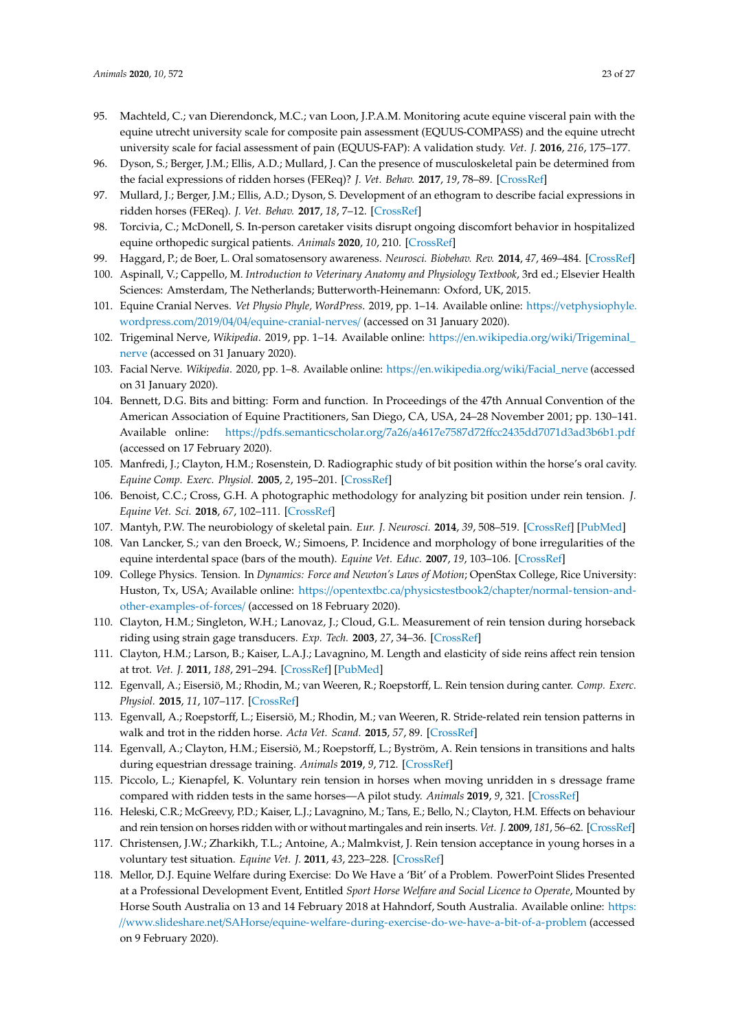95. Machteld, C.; van Dierendonck, M.C.; van Loon, J.P.A.M. Monitoring acute equine visceral pain with the equine utrecht university scale for composite pain assessment (EQUUS-COMPASS) and the equine utrecht university scale for facial assessment of pain (EQUUS-FAP): A validation study. *Vet. J.* **2016**, *216*, 175–177.
96. Dyson, S.; Berger, J.M.; Ellis, A.D.; Mullard, J. Can the presence of musculoskeletal pain be determined from the facial expressions of ridden horses (FEReq)? *J. Vet. Behav.* **2017**, *19*, 78–89. [CrossRef]
97. Mullard, J.; Berger, J.M.; Ellis, A.D.; Dyson, S. Development of an ethogram to describe facial expressions in ridden horses (FEReq). *J. Vet. Behav.* **2017**, *18*, 7–12. [CrossRef]
98. Torcivia, C.; McDonell, S. In-person caretaker visits disrupt ongoing discomfort behavior in hospitalized equine orthopedic surgical patients. *Animals* **2020**, *10*, 210. [CrossRef]
99. Haggard, P.; de Boer, L. Oral somatosensory awareness. *Neurosci. Biobehav. Rev.* **2014**, *47*, 469–484. [CrossRef]
100. Aspinall, V.; Cappello, M. *Introduction to Veterinary Anatomy and Physiology Textbook*, 3rd ed.; Elsevier Health Sciences: Amsterdam, The Netherlands; Butterworth-Heinemann: Oxford, UK, 2015.
101. Equine Cranial Nerves. *Vet Physio Phyle, WordPress*. 2019, pp. 1–14. Available online: https://vetphysiophyle.wordpress.com/2019/04/04/equine-cranial-nerves/ (accessed on 31 January 2020).
102. Trigeminal Nerve, *Wikipedia*. 2019, pp. 1–14. Available online: https://en.wikipedia.org/wiki/Trigeminal_nerve (accessed on 31 January 2020).
103. Facial Nerve. *Wikipedia*. 2020, pp. 1–8. Available online: https://en.wikipedia.org/wiki/Facial_nerve (accessed on 31 January 2020).
104. Bennett, D.G. Bits and bitting: Form and function. In Proceedings of the 47th Annual Convention of the American Association of Equine Practitioners, San Diego, CA, USA, 24–28 November 2001; pp. 130–141. Available online: https://pdfs.semanticscholar.org/7a26/a4617e7587d72ffcc2435dd7071d3ad3b6b1.pdf (accessed on 17 February 2020).
105. Manfredi, J.; Clayton, H.M.; Rosenstein, D. Radiographic study of bit position within the horse's oral cavity. *Equine Comp. Exerc. Physiol.* **2005**, *2*, 195–201. [CrossRef]
106. Benoist, C.C.; Cross, G.H. A photographic methodology for analyzing bit position under rein tension. *J. Equine Vet. Sci.* **2018**, *67*, 102–111. [CrossRef]
107. Mantyh, P.W. The neurobiology of skeletal pain. *Eur. J. Neurosci.* **2014**, *39*, 508–519. [CrossRef] [PubMed]
108. Van Lancker, S.; van den Broeck, W.; Simoens, P. Incidence and morphology of bone irregularities of the equine interdental space (bars of the mouth). *Equine Vet. Educ.* **2007**, *19*, 103–106. [CrossRef]
109. College Physics. Tension. In *Dynamics: Force and Newton's Laws of Motion*; OpenStax College, Rice University: Huston, Tx, USA; Available online: https://opentextbc.ca/physicstestbook2/chapter/normal-tension-and-other-examples-of-forces/ (accessed on 18 February 2020).
110. Clayton, H.M.; Singleton, W.H.; Lanovaz, J.; Cloud, G.L. Measurement of rein tension during horseback riding using strain gage transducers. *Exp. Tech.* **2003**, *27*, 34–36. [CrossRef]
111. Clayton, H.M.; Larson, B.; Kaiser, L.A.J.; Lavagnino, M. Length and elasticity of side reins affect rein tension at trot. *Vet. J.* **2011**, *188*, 291–294. [CrossRef] [PubMed]
112. Egenvall, A.; Eisersiö, M.; Rhodin, M.; van Weeren, R.; Roepstorff, L. Rein tension during canter. *Comp. Exerc. Physiol.* **2015**, *11*, 107–117. [CrossRef]
113. Egenvall, A.; Roepstorff, L.; Eisersiö, M.; Rhodin, M.; van Weeren, R. Stride-related rein tension patterns in walk and trot in the ridden horse. *Acta Vet. Scand.* **2015**, *57*, 89. [CrossRef]
114. Egenvall, A.; Clayton, H.M.; Eisersiö, M.; Roepstorff, L.; Byström, A. Rein tensions in transitions and halts during equestrian dressage training. *Animals* **2019**, *9*, 712. [CrossRef]
115. Piccolo, L.; Kienapfel, K. Voluntary rein tension in horses when moving unridden in s dressage frame compared with ridden tests in the same horses—A pilot study. *Animals* **2019**, *9*, 321. [CrossRef]
116. Heleski, C.R.; McGreevy, P.D.; Kaiser, L.J.; Lavagnino, M.; Tans, E.; Bello, N.; Clayton, H.M. Effects on behaviour and rein tension on horses ridden with or without martingales and rein inserts. *Vet. J.* **2009**, *181*, 56–62. [CrossRef]
117. Christensen, J.W.; Zharkikh, T.L.; Antoine, A.; Malmkvist, J. Rein tension acceptance in young horses in a voluntary test situation. *Equine Vet. J.* **2011**, *43*, 223–228. [CrossRef]
118. Mellor, D.J. Equine Welfare during Exercise: Do We Have a 'Bit' of a Problem. PowerPoint Slides Presented at a Professional Development Event, Entitled *Sport Horse Welfare and Social Licence to Operate*, Mounted by Horse South Australia on 13 and 14 February 2018 at Hahndorf, South Australia. Available online: https://www.slideshare.net/SAHorse/equine-welfare-during-exercise-do-we-have-a-bit-of-a-problem (accessed on 9 February 2020).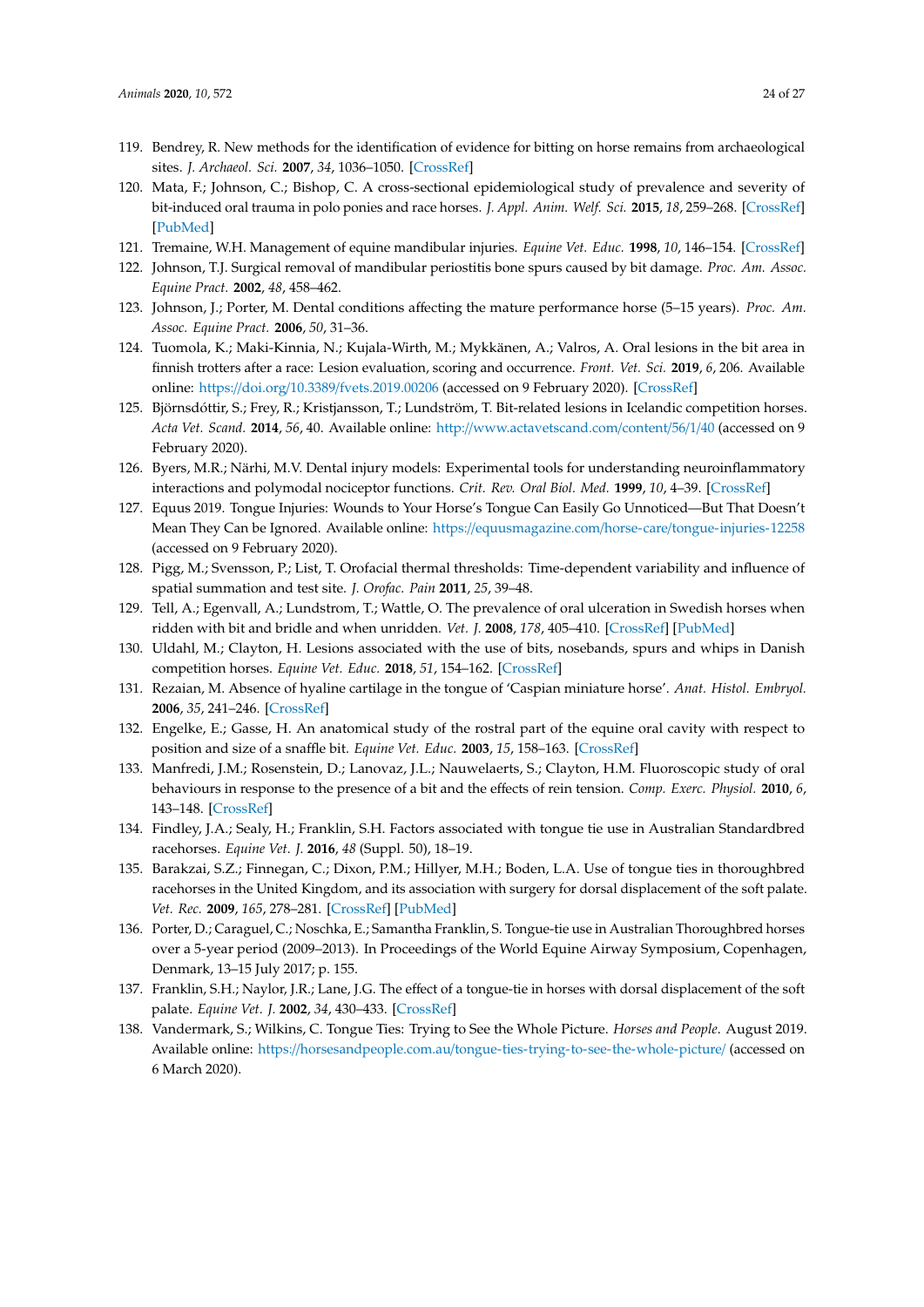119. Bendrey, R. New methods for the identification of evidence for bitting on horse remains from archaeological sites. *J. Archaeol. Sci.* **2007**, *34*, 1036–1050. [CrossRef]
120. Mata, F.; Johnson, C.; Bishop, C. A cross-sectional epidemiological study of prevalence and severity of bit-induced oral trauma in polo ponies and race horses. *J. Appl. Anim. Welf. Sci.* **2015**, *18*, 259–268. [CrossRef] [PubMed]
121. Tremaine, W.H. Management of equine mandibular injuries. *Equine Vet. Educ.* **1998**, *10*, 146–154. [CrossRef]
122. Johnson, T.J. Surgical removal of mandibular periostitis bone spurs caused by bit damage. *Proc. Am. Assoc. Equine Pract.* **2002**, *48*, 458–462.
123. Johnson, J.; Porter, M. Dental conditions affecting the mature performance horse (5–15 years). *Proc. Am. Assoc. Equine Pract.* **2006**, *50*, 31–36.
124. Tuomola, K.; Maki-Kinnia, N.; Kujala-Wirth, M.; Mykkänen, A.; Valros, A. Oral lesions in the bit area in finnish trotters after a race: Lesion evaluation, scoring and occurrence. *Front. Vet. Sci.* **2019**, *6*, 206. Available online: https://doi.org/10.3389/fvets.2019.00206 (accessed on 9 February 2020). [CrossRef]
125. Björnsdóttir, S.; Frey, R.; Kristjansson, T.; Lundström, T. Bit-related lesions in Icelandic competition horses. *Acta Vet. Scand.* **2014**, *56*, 40. Available online: http://www.actavetscand.com/content/56/1/40 (accessed on 9 February 2020).
126. Byers, M.R.; Närhi, M.V. Dental injury models: Experimental tools for understanding neuroinflammatory interactions and polymodal nociceptor functions. *Crit. Rev. Oral Biol. Med.* **1999**, *10*, 4–39. [CrossRef]
127. Equus 2019. Tongue Injuries: Wounds to Your Horse's Tongue Can Easily Go Unnoticed—But That Doesn't Mean They Can be Ignored. Available online: https://equusmagazine.com/horse-care/tongue-injuries-12258 (accessed on 9 February 2020).
128. Pigg, M.; Svensson, P.; List, T. Orofacial thermal thresholds: Time-dependent variability and influence of spatial summation and test site. *J. Orofac. Pain* **2011**, *25*, 39–48.
129. Tell, A.; Egenvall, A.; Lundstrom, T.; Wattle, O. The prevalence of oral ulceration in Swedish horses when ridden with bit and bridle and when unridden. *Vet. J.* **2008**, *178*, 405–410. [CrossRef] [PubMed]
130. Uldahl, M.; Clayton, H. Lesions associated with the use of bits, nosebands, spurs and whips in Danish competition horses. *Equine Vet. Educ.* **2018**, *51*, 154–162. [CrossRef]
131. Rezaian, M. Absence of hyaline cartilage in the tongue of 'Caspian miniature horse'. *Anat. Histol. Embryol.* **2006**, *35*, 241–246. [CrossRef]
132. Engelke, E.; Gasse, H. An anatomical study of the rostral part of the equine oral cavity with respect to position and size of a snaffle bit. *Equine Vet. Educ.* **2003**, *15*, 158–163. [CrossRef]
133. Manfredi, J.M.; Rosenstein, D.; Lanovaz, J.L.; Nauwelaerts, S.; Clayton, H.M. Fluoroscopic study of oral behaviours in response to the presence of a bit and the effects of rein tension. *Comp. Exerc. Physiol.* **2010**, *6*, 143–148. [CrossRef]
134. Findley, J.A.; Sealy, H.; Franklin, S.H. Factors associated with tongue tie use in Australian Standardbred racehorses. *Equine Vet. J.* **2016**, *48* (Suppl. 50), 18–19.
135. Barakzai, S.Z.; Finnegan, C.; Dixon, P.M.; Hillyer, M.H.; Boden, L.A. Use of tongue ties in thoroughbred racehorses in the United Kingdom, and its association with surgery for dorsal displacement of the soft palate. *Vet. Rec.* **2009**, *165*, 278–281. [CrossRef] [PubMed]
136. Porter, D.; Caraguel, C.; Noschka, E.; Samantha Franklin, S. Tongue-tie use in Australian Thoroughbred horses over a 5-year period (2009–2013). In Proceedings of the World Equine Airway Symposium, Copenhagen, Denmark, 13–15 July 2017; p. 155.
137. Franklin, S.H.; Naylor, J.R.; Lane, J.G. The effect of a tongue-tie in horses with dorsal displacement of the soft palate. *Equine Vet. J.* **2002**, *34*, 430–433. [CrossRef]
138. Vandermark, S.; Wilkins, C. Tongue Ties: Trying to See the Whole Picture. *Horses and People*. August 2019. Available online: https://horsesandpeople.com.au/tongue-ties-trying-to-see-the-whole-picture/ (accessed on 6 March 2020).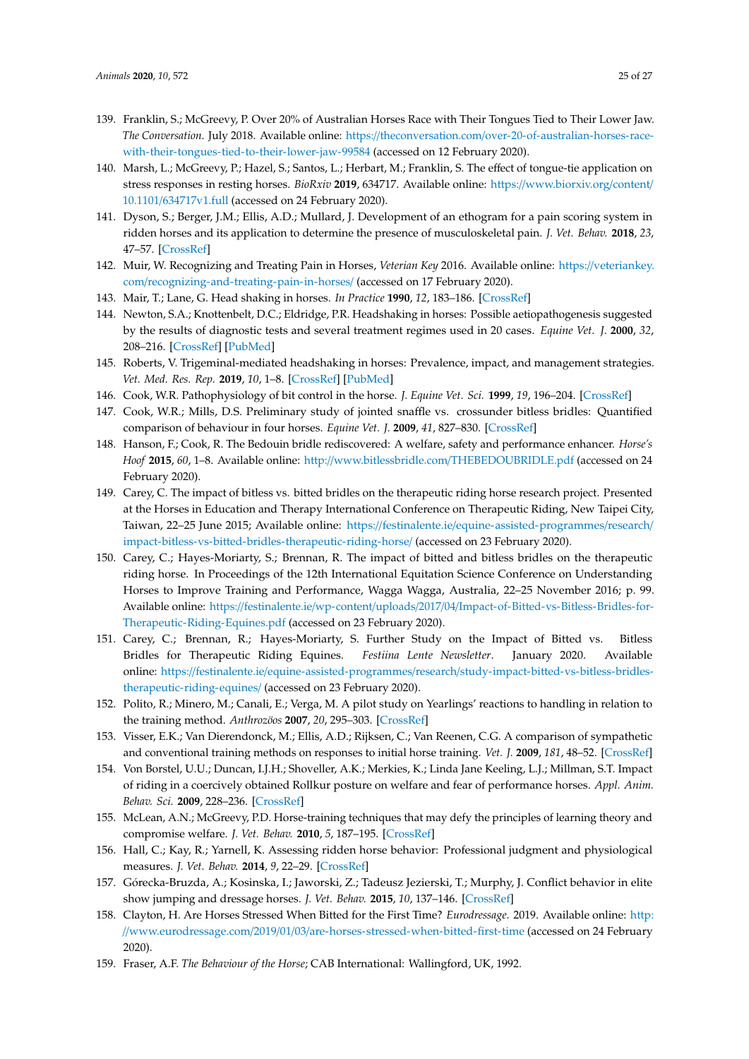139. Franklin, S.; McGreevy, P. Over 20% of Australian Horses Race with Their Tongues Tied to Their Lower Jaw. *The Conversation*. July 2018. Available online: https://theconversation.com/over-20-of-australian-horses-race-with-their-tongues-tied-to-their-lower-jaw-99584 (accessed on 12 February 2020).
140. Marsh, L.; McGreevy, P.; Hazel, S.; Santos, L.; Herbart, M.; Franklin, S. The effect of tongue-tie application on stress responses in resting horses. *BioRxiv* **2019**, 634717. Available online: https://www.biorxiv.org/content/10.1101/634717v1.full (accessed on 24 February 2020).
141. Dyson, S.; Berger, J.M.; Ellis, A.D.; Mullard, J. Development of an ethogram for a pain scoring system in ridden horses and its application to determine the presence of musculoskeletal pain. *J. Vet. Behav.* **2018**, *23*, 47–57. [CrossRef]
142. Muir, W. Recognizing and Treating Pain in Horses, *Veterian Key* 2016. Available online: https://veteriankey.com/recognizing-and-treating-pain-in-horses/ (accessed on 17 February 2020).
143. Mair, T.; Lane, G. Head shaking in horses. *In Practice* **1990**, *12*, 183–186. [CrossRef]
144. Newton, S.A.; Knottenbelt, D.C.; Eldridge, P.R. Headshaking in horses: Possible aetiopathogenesis suggested by the results of diagnostic tests and several treatment regimes used in 20 cases. *Equine Vet. J.* **2000**, *32*, 208–216. [CrossRef] [PubMed]
145. Roberts, V. Trigeminal-mediated headshaking in horses: Prevalence, impact, and management strategies. *Vet. Med. Res. Rep.* **2019**, *10*, 1–8. [CrossRef] [PubMed]
146. Cook, W.R. Pathophysiology of bit control in the horse. *J. Equine Vet. Sci.* **1999**, *19*, 196–204. [CrossRef]
147. Cook, W.R.; Mills, D.S. Preliminary study of jointed snaffle vs. crossunder bitless bridles: Quantified comparison of behaviour in four horses. *Equine Vet. J.* **2009**, *41*, 827–830. [CrossRef]
148. Hanson, F.; Cook, R. The Bedouin bridle rediscovered: A welfare, safety and performance enhancer. *Horse's Hoof* **2015**, *60*, 1–8. Available online: http://www.bitlessbridle.com/THEBEDOUBRIDLE.pdf (accessed on 24 February 2020).
149. Carey, C. The impact of bitless vs. bitted bridles on the therapeutic riding horse research project. Presented at the Horses in Education and Therapy International Conference on Therapeutic Riding, New Taipei City, Taiwan, 22–25 June 2015; Available online: https://festinalente.ie/equine-assisted-programmes/research/impact-bitless-vs-bitted-bridles-therapeutic-riding-horse/ (accessed on 23 February 2020).
150. Carey, C.; Hayes-Moriarty, S.; Brennan, R. The impact of bitted and bitless bridles on the therapeutic riding horse. In Proceedings of the 12th International Equitation Science Conference on Understanding Horses to Improve Training and Performance, Wagga Wagga, Australia, 22–25 November 2016; p. 99. Available online: https://festinalente.ie/wp-content/uploads/2017/04/Impact-of-Bitted-vs-Bitless-Bridles-for-Therapeutic-Riding-Equines.pdf (accessed on 23 February 2020).
151. Carey, C.; Brennan, R.; Hayes-Moriarty, S. Further Study on the Impact of Bitted vs. Bitless Bridles for Therapeutic Riding Equines. *Festiina Lente Newsletter*. January 2020. Available online: https://festinalente.ie/equine-assisted-programmes/research/study-impact-bitted-vs-bitless-bridles-therapeutic-riding-equines/ (accessed on 23 February 2020).
152. Polito, R.; Minero, M.; Canali, E.; Verga, M. A pilot study on Yearlings' reactions to handling in relation to the training method. *Anthrozöos* **2007**, *20*, 295–303. [CrossRef]
153. Visser, E.K.; Van Dierendonck, M.; Ellis, A.D.; Rijksen, C.; Van Reenen, C.G. A comparison of sympathetic and conventional training methods on responses to initial horse training. *Vet. J.* **2009**, *181*, 48–52. [CrossRef]
154. Von Borstel, U.U.; Duncan, I.J.H.; Shoveller, A.K.; Merkies, K.; Linda Jane Keeling, L.J.; Millman, S.T. Impact of riding in a coercively obtained Rollkur posture on welfare and fear of performance horses. *Appl. Anim. Behav. Sci.* **2009**, 228–236. [CrossRef]
155. McLean, A.N.; McGreevy, P.D. Horse-training techniques that may defy the principles of learning theory and compromise welfare. *J. Vet. Behav.* **2010**, *5*, 187–195. [CrossRef]
156. Hall, C.; Kay, R.; Yarnell, K. Assessing ridden horse behavior: Professional judgment and physiological measures. *J. Vet. Behav.* **2014**, *9*, 22–29. [CrossRef]
157. Górecka-Bruzda, A.; Kosinska, I.; Jaworski, Z.; Tadeusz Jezierski, T.; Murphy, J. Conflict behavior in elite show jumping and dressage horses. *J. Vet. Behav.* **2015**, *10*, 137–146. [CrossRef]
158. Clayton, H. Are Horses Stressed When Bitted for the First Time? *Eurodressage*. 2019. Available online: http://www.eurodressage.com/2019/01/03/are-horses-stressed-when-bitted-first-time (accessed on 24 February 2020).
159. Fraser, A.F. *The Behaviour of the Horse*; CAB International: Wallingford, UK, 1992.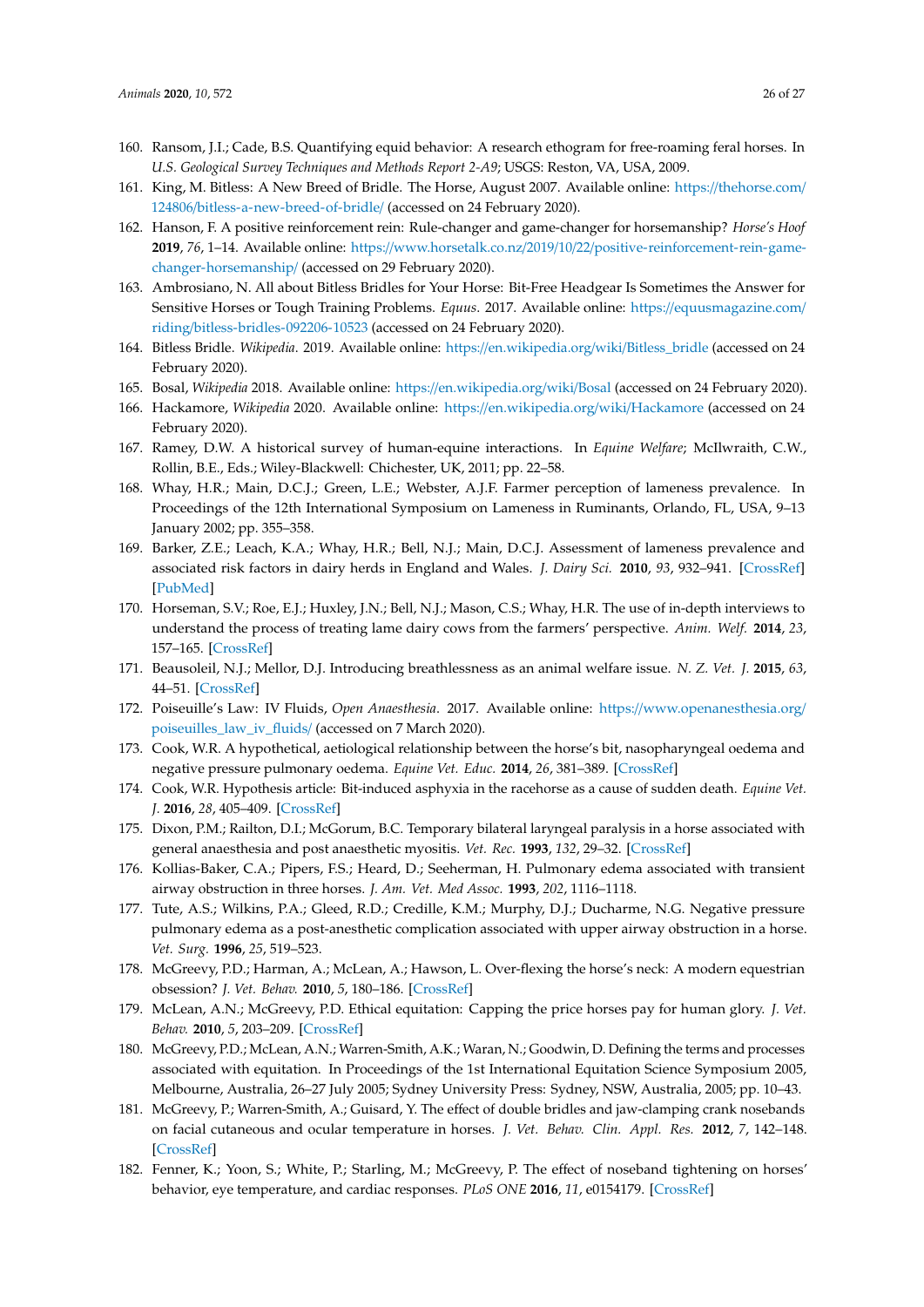160. Ransom, J.I.; Cade, B.S. Quantifying equid behavior: A research ethogram for free-roaming feral horses. In *U.S. Geological Survey Techniques and Methods Report 2-A9*; USGS: Reston, VA, USA, 2009.
161. King, M. Bitless: A New Breed of Bridle. The Horse, August 2007. Available online: https://thehorse.com/124806/bitless-a-new-breed-of-bridle/ (accessed on 24 February 2020).
162. Hanson, F. A positive reinforcement rein: Rule-changer and game-changer for horsemanship? *Horse's Hoof* **2019**, *76*, 1–14. Available online: https://www.horsetalk.co.nz/2019/10/22/positive-reinforcement-rein-game-changer-horsemanship/ (accessed on 29 February 2020).
163. Ambrosiano, N. All about Bitless Bridles for Your Horse: Bit-Free Headgear Is Sometimes the Answer for Sensitive Horses or Tough Training Problems. *Equus*. 2017. Available online: https://equusmagazine.com/riding/bitless-bridles-092206-10523 (accessed on 24 February 2020).
164. Bitless Bridle. *Wikipedia*. 2019. Available online: https://en.wikipedia.org/wiki/Bitless_bridle (accessed on 24 February 2020).
165. Bosal, *Wikipedia* 2018. Available online: https://en.wikipedia.org/wiki/Bosal (accessed on 24 February 2020).
166. Hackamore, *Wikipedia* 2020. Available online: https://en.wikipedia.org/wiki/Hackamore (accessed on 24 February 2020).
167. Ramey, D.W. A historical survey of human-equine interactions. In *Equine Welfare*; McIlwraith, C.W., Rollin, B.E., Eds.; Wiley-Blackwell: Chichester, UK, 2011; pp. 22–58.
168. Whay, H.R.; Main, D.C.J.; Green, L.E.; Webster, A.J.F. Farmer perception of lameness prevalence. In Proceedings of the 12th International Symposium on Lameness in Ruminants, Orlando, FL, USA, 9–13 January 2002; pp. 355–358.
169. Barker, Z.E.; Leach, K.A.; Whay, H.R.; Bell, N.J.; Main, D.C.J. Assessment of lameness prevalence and associated risk factors in dairy herds in England and Wales. *J. Dairy Sci.* **2010**, *93*, 932–941. [CrossRef] [PubMed]
170. Horseman, S.V.; Roe, E.J.; Huxley, J.N.; Bell, N.J.; Mason, C.S.; Whay, H.R. The use of in-depth interviews to understand the process of treating lame dairy cows from the farmers' perspective. *Anim. Welf.* **2014**, *23*, 157–165. [CrossRef]
171. Beausoleil, N.J.; Mellor, D.J. Introducing breathlessness as an animal welfare issue. *N. Z. Vet. J.* **2015**, *63*, 44–51. [CrossRef]
172. Poiseuille's Law: IV Fluids, *Open Anaesthesia*. 2017. Available online: https://www.openanesthesia.org/poiseuilles_law_iv_fluids/ (accessed on 7 March 2020).
173. Cook, W.R. A hypothetical, aetiological relationship between the horse's bit, nasopharyngeal oedema and negative pressure pulmonary oedema. *Equine Vet. Educ.* **2014**, *26*, 381–389. [CrossRef]
174. Cook, W.R. Hypothesis article: Bit-induced asphyxia in the racehorse as a cause of sudden death. *Equine Vet. J.* **2016**, *28*, 405–409. [CrossRef]
175. Dixon, P.M.; Railton, D.I.; McGorum, B.C. Temporary bilateral laryngeal paralysis in a horse associated with general anaesthesia and post anaesthetic myositis. *Vet. Rec.* **1993**, *132*, 29–32. [CrossRef]
176. Kollias-Baker, C.A.; Pipers, F.S.; Heard, D.; Seeherman, H. Pulmonary edema associated with transient airway obstruction in three horses. *J. Am. Vet. Med Assoc.* **1993**, *202*, 1116–1118.
177. Tute, A.S.; Wilkins, P.A.; Gleed, R.D.; Credille, K.M.; Murphy, D.J.; Ducharme, N.G. Negative pressure pulmonary edema as a post-anesthetic complication associated with upper airway obstruction in a horse. *Vet. Surg.* **1996**, *25*, 519–523.
178. McGreevy, P.D.; Harman, A.; McLean, A.; Hawson, L. Over-flexing the horse's neck: A modern equestrian obsession? *J. Vet. Behav.* **2010**, *5*, 180–186. [CrossRef]
179. McLean, A.N.; McGreevy, P.D. Ethical equitation: Capping the price horses pay for human glory. *J. Vet. Behav.* **2010**, *5*, 203–209. [CrossRef]
180. McGreevy, P.D.; McLean, A.N.; Warren-Smith, A.K.; Waran, N.; Goodwin, D. Defining the terms and processes associated with equitation. In Proceedings of the 1st International Equitation Science Symposium 2005, Melbourne, Australia, 26–27 July 2005; Sydney University Press: Sydney, NSW, Australia, 2005; pp. 10–43.
181. McGreevy, P.; Warren-Smith, A.; Guisard, Y. The effect of double bridles and jaw-clamping crank nosebands on facial cutaneous and ocular temperature in horses. *J. Vet. Behav. Clin. Appl. Res.* **2012**, *7*, 142–148. [CrossRef]
182. Fenner, K.; Yoon, S.; White, P.; Starling, M.; McGreevy, P. The effect of noseband tightening on horses' behavior, eye temperature, and cardiac responses. *PLoS ONE* **2016**, *11*, e0154179. [CrossRef]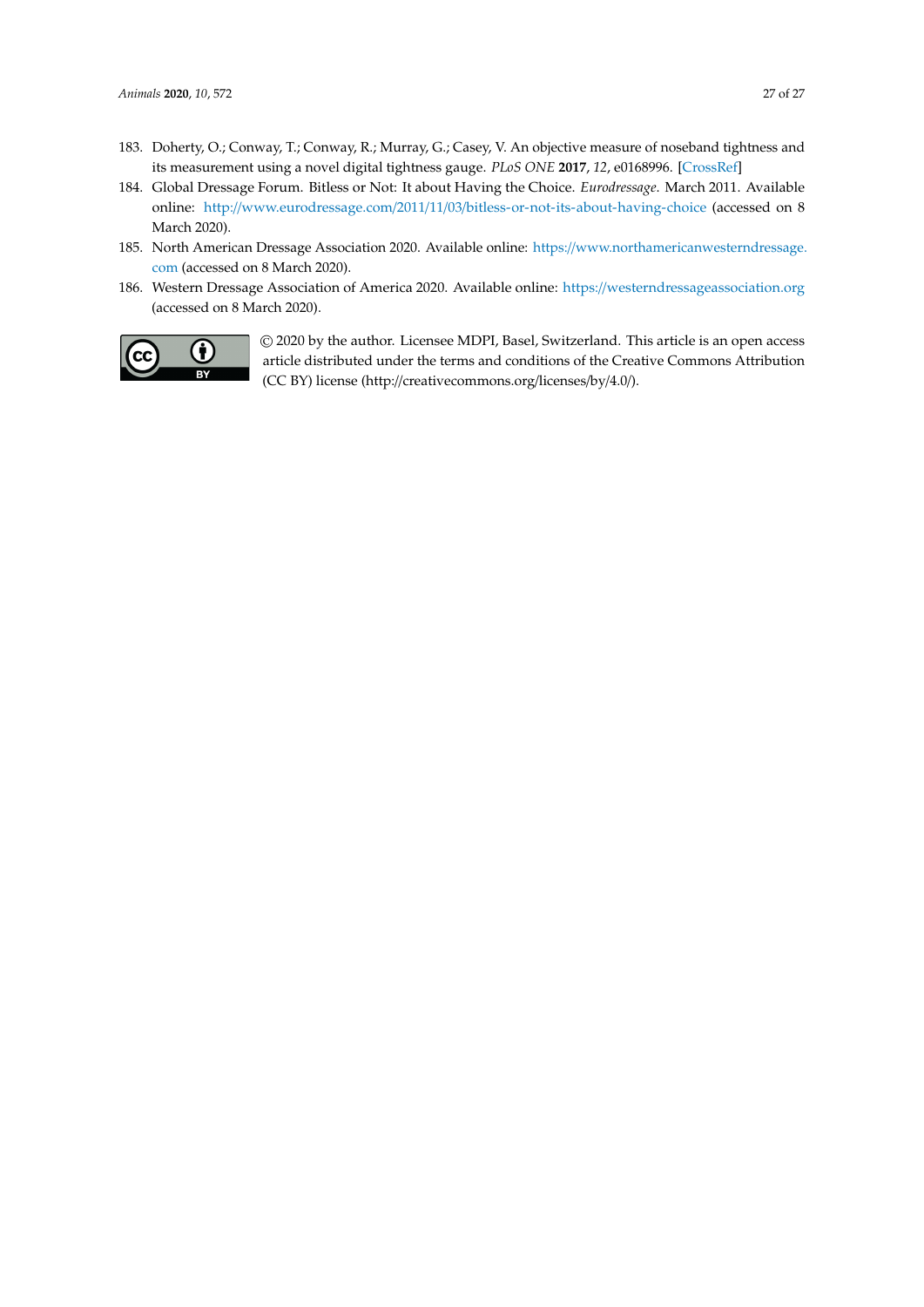183. Doherty, O.; Conway, T.; Conway, R.; Murray, G.; Casey, V. An objective measure of noseband tightness and its measurement using a novel digital tightness gauge. *PLoS ONE* **2017**, *12*, e0168996. [CrossRef]
184. Global Dressage Forum. Bitless or Not: It about Having the Choice. *Eurodressage*. March 2011. Available online: http://www.eurodressage.com/2011/11/03/bitless-or-not-its-about-having-choice (accessed on 8 March 2020).
185. North American Dressage Association 2020. Available online: https://www.northamericanwesterndressage.com (accessed on 8 March 2020).
186. Western Dressage Association of America 2020. Available online: https://westerndressageassociation.org (accessed on 8 March 2020).

© 2020 by the author. Licensee MDPI, Basel, Switzerland. This article is an open access article distributed under the terms and conditions of the Creative Commons Attribution (CC BY) license (http://creativecommons.org/licenses/by/4.0/).